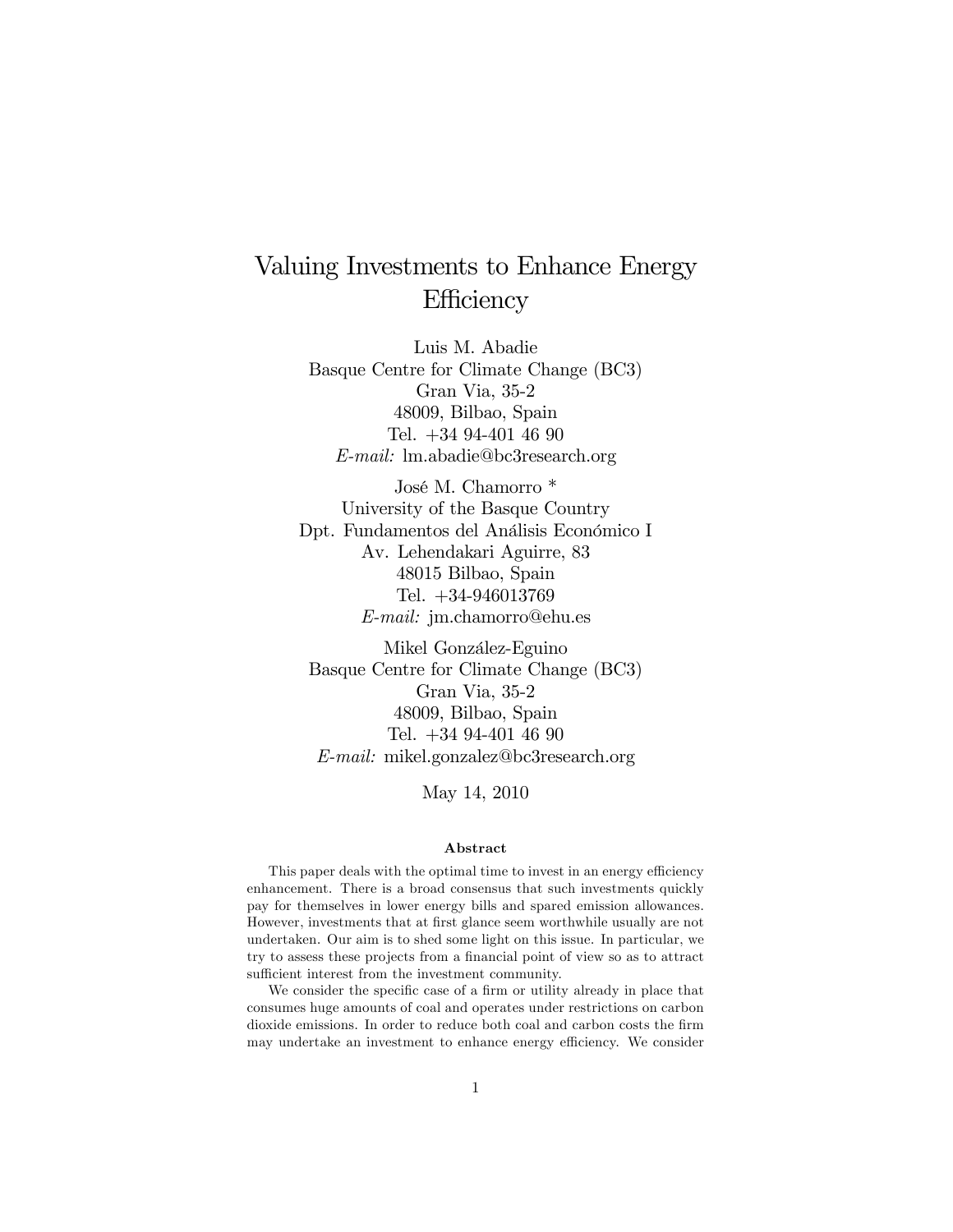# Valuing Investments to Enhance Energy Efficiency

Luis M. Abadie
Basque Centre for Climate Change (BC3)
Gran Via, 35-2
48009, Bilbao, Spain
Tel. +34 94-401 46 90
*E-mail:* lm.abadie@bc3research.org

José M. Chamorro *
University of the Basque Country
Dpt. Fundamentos del Análisis Económico I
Av. Lehendakari Aguirre, 83
48015 Bilbao, Spain
Tel. +34-946013769
*E-mail:* jm.chamorro@ehu.es

Mikel González-Eguino
Basque Centre for Climate Change (BC3)
Gran Via, 35-2
48009, Bilbao, Spain
Tel. +34 94-401 46 90
*E-mail:* mikel.gonzalez@bc3research.org

May 14, 2010

### Abstract

This paper deals with the optimal time to invest in an energy efficiency enhancement. There is a broad consensus that such investments quickly pay for themselves in lower energy bills and spared emission allowances. However, investments that at first glance seem worthwhile usually are not undertaken. Our aim is to shed some light on this issue. In particular, we try to assess these projects from a financial point of view so as to attract sufficient interest from the investment community.

We consider the specific case of a firm or utility already in place that consumes huge amounts of coal and operates under restrictions on carbon dioxide emissions. In order to reduce both coal and carbon costs the firm may undertake an investment to enhance energy efficiency. We consider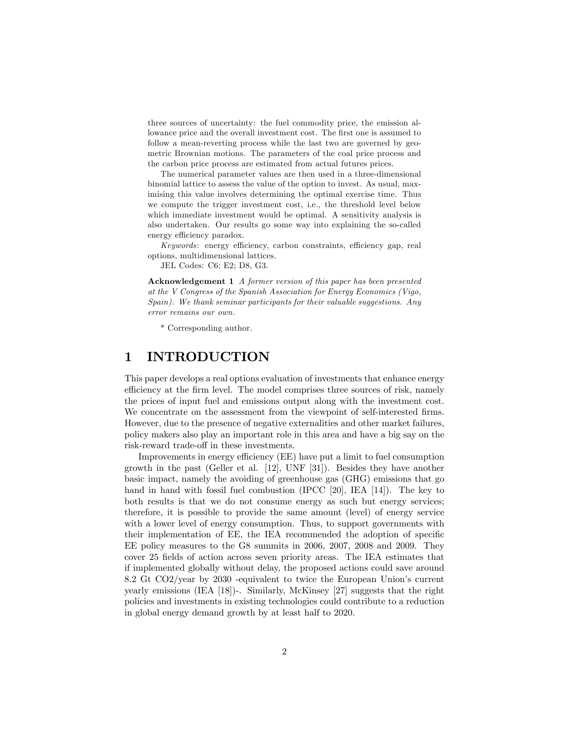three sources of uncertainty: the fuel commodity price, the emission allowance price and the overall investment cost. The first one is assumed to follow a mean-reverting process while the last two are governed by geometric Brownian motions. The parameters of the coal price process and the carbon price process are estimated from actual futures prices.

The numerical parameter values are then used in a three-dimensional binomial lattice to assess the value of the option to invest. As usual, maximising this value involves determining the optimal exercise time. Thus we compute the trigger investment cost, i.e., the threshold level below which immediate investment would be optimal. A sensitivity analysis is also undertaken. Our results go some way into explaining the so-called energy efficiency paradox.

*Keywords*: energy efficiency, carbon constraints, efficiency gap, real options, multidimensional lattices.

JEL Codes: C6; E2; D8, G3.

**Acknowledgement 1** *A former version of this paper has been presented at the V Congress of the Spanish Association for Energy Economics (Vigo, Spain). We thank seminar participants for their valuable suggestions. Any error remains our own.*

\* Corresponding author.

# 1 INTRODUCTION

This paper develops a real options evaluation of investments that enhance energy efficiency at the firm level. The model comprises three sources of risk, namely the prices of input fuel and emissions output along with the investment cost. We concentrate on the assessment from the viewpoint of self-interested firms. However, due to the presence of negative externalities and other market failures, policy makers also play an important role in this area and have a big say on the risk-reward trade-off in these investments.

Improvements in energy efficiency (EE) have put a limit to fuel consumption growth in the past (Geller et al. [12], UNF [31]). Besides they have another basic impact, namely the avoiding of greenhouse gas (GHG) emissions that go hand in hand with fossil fuel combustion (IPCC [20], IEA [14]). The key to both results is that we do not consume energy as such but energy services; therefore, it is possible to provide the same amount (level) of energy service with a lower level of energy consumption. Thus, to support governments with their implementation of EE, the IEA recommended the adoption of specific EE policy measures to the G8 summits in 2006, 2007, 2008 and 2009. They cover 25 fields of action across seven priority areas. The IEA estimates that if implemented globally without delay, the proposed actions could save around 8.2 Gt $CO_2$/year by 2030 -equivalent to twice the European Union's current yearly emissions (IEA [18])-. Similarly, McKinsey [27] suggests that the right policies and investments in existing technologies could contribute to a reduction in global energy demand growth by at least half to 2020.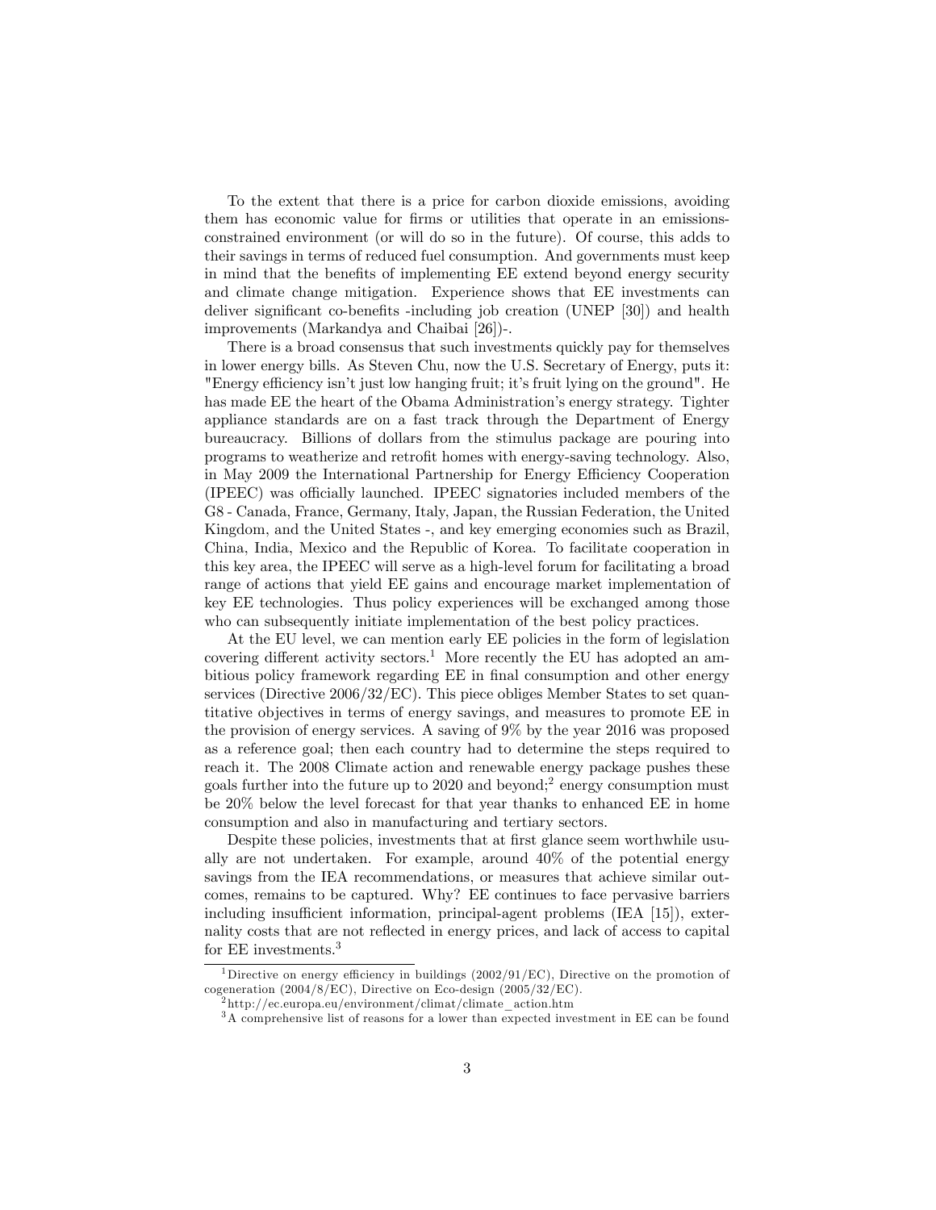To the extent that there is a price for carbon dioxide emissions, avoiding them has economic value for firms or utilities that operate in an emissions-constrained environment (or will do so in the future). Of course, this adds to their savings in terms of reduced fuel consumption. And governments must keep in mind that the benefits of implementing EE extend beyond energy security and climate change mitigation. Experience shows that EE investments can deliver significant co-benefits -including job creation (UNEP [30]) and health improvements (Markandya and Chaibai [26])-.

There is a broad consensus that such investments quickly pay for themselves in lower energy bills. As Steven Chu, now the U.S. Secretary of Energy, puts it: "Energy efficiency isn't just low hanging fruit; it's fruit lying on the ground". He has made EE the heart of the Obama Administration's energy strategy. Tighter appliance standards are on a fast track through the Department of Energy bureaucracy. Billions of dollars from the stimulus package are pouring into programs to weatherize and retrofit homes with energy-saving technology. Also, in May 2009 the International Partnership for Energy Efficiency Cooperation (IPEEC) was officially launched. IPEEC signatories included members of the G8 - Canada, France, Germany, Italy, Japan, the Russian Federation, the United Kingdom, and the United States -, and key emerging economies such as Brazil, China, India, Mexico and the Republic of Korea. To facilitate cooperation in this key area, the IPEEC will serve as a high-level forum for facilitating a broad range of actions that yield EE gains and encourage market implementation of key EE technologies. Thus policy experiences will be exchanged among those who can subsequently initiate implementation of the best policy practices.

At the EU level, we can mention early EE policies in the form of legislation covering different activity sectors.[1] More recently the EU has adopted an ambitious policy framework regarding EE in final consumption and other energy services (Directive 2006/32/EC). This piece obliges Member States to set quantitative objectives in terms of energy savings, and measures to promote EE in the provision of energy services. A saving of 9% by the year 2016 was proposed as a reference goal; then each country had to determine the steps required to reach it. The 2008 Climate action and renewable energy package pushes these goals further into the future up to 2020 and beyond;[2] energy consumption must be 20% below the level forecast for that year thanks to enhanced EE in home consumption and also in manufacturing and tertiary sectors.

Despite these policies, investments that at first glance seem worthwhile usually are not undertaken. For example, around 40% of the potential energy savings from the IEA recommendations, or measures that achieve similar outcomes, remains to be captured. Why? EE continues to face pervasive barriers including insufficient information, principal-agent problems (IEA [15]), externality costs that are not reflected in energy prices, and lack of access to capital for EE investments.[3]

---

[1] Directive on energy efficiency in buildings (2002/91/EC), Directive on the promotion of cogeneration (2004/8/EC), Directive on Eco-design (2005/32/EC).

[2] http://ec.europa.eu/environment/climat/climate_action.htm

[3] A comprehensive list of reasons for a lower than expected investment in EE can be found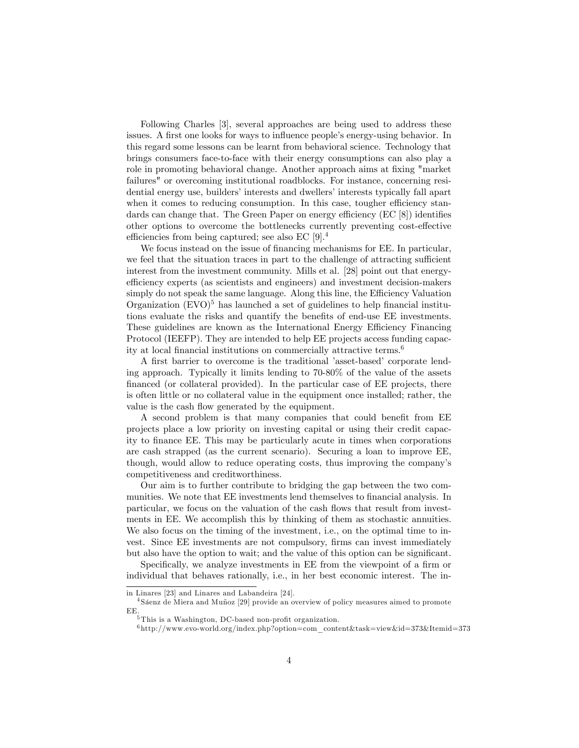Following Charles [3], several approaches are being used to address these issues. A first one looks for ways to influence people's energy-using behavior. In this regard some lessons can be learnt from behavioral science. Technology that brings consumers face-to-face with their energy consumptions can also play a role in promoting behavioral change. Another approach aims at fixing "market failures" or overcoming institutional roadblocks. For instance, concerning residential energy use, builders' interests and dwellers' interests typically fall apart when it comes to reducing consumption. In this case, tougher efficiency standards can change that. The Green Paper on energy efficiency (EC [8]) identifies other options to overcome the bottlenecks currently preventing cost-effective efficiencies from being captured; see also EC [9].[4]

We focus instead on the issue of financing mechanisms for EE. In particular, we feel that the situation traces in part to the challenge of attracting sufficient interest from the investment community. Mills et al. [28] point out that energy-efficiency experts (as scientists and engineers) and investment decision-makers simply do not speak the same language. Along this line, the Efficiency Valuation Organization (EVO)[5] has launched a set of guidelines to help financial institutions evaluate the risks and quantify the benefits of end-use EE investments. These guidelines are known as the International Energy Efficiency Financing Protocol (IEEFP). They are intended to help EE projects access funding capacity at local financial institutions on commercially attractive terms.[6]

A first barrier to overcome is the traditional 'asset-based' corporate lending approach. Typically it limits lending to 70-80% of the value of the assets financed (or collateral provided). In the particular case of EE projects, there is often little or no collateral value in the equipment once installed; rather, the value is the cash flow generated by the equipment.

A second problem is that many companies that could benefit from EE projects place a low priority on investing capital or using their credit capacity to finance EE. This may be particularly acute in times when corporations are cash strapped (as the current scenario). Securing a loan to improve EE, though, would allow to reduce operating costs, thus improving the company's competitiveness and creditworthiness.

Our aim is to further contribute to bridging the gap between the two communities. We note that EE investments lend themselves to financial analysis. In particular, we focus on the valuation of the cash flows that result from investments in EE. We accomplish this by thinking of them as stochastic annuities. We also focus on the timing of the investment, i.e., on the optimal time to invest. Since EE investments are not compulsory, firms can invest immediately but also have the option to wait; and the value of this option can be significant.

Specifically, we analyze investments in EE from the viewpoint of a firm or individual that behaves rationally, i.e., in her best economic interest. The in-

---

in Linares [23] and Linares and Labandeira [24].

[4] Sáenz de Miera and Muñoz [29] provide an overview of policy measures aimed to promote EE.

[5] This is a Washington, DC-based non-profit organization.

[6] http://www.evo-world.org/index.php?option=com_content&task=view&id=373&Itemid=373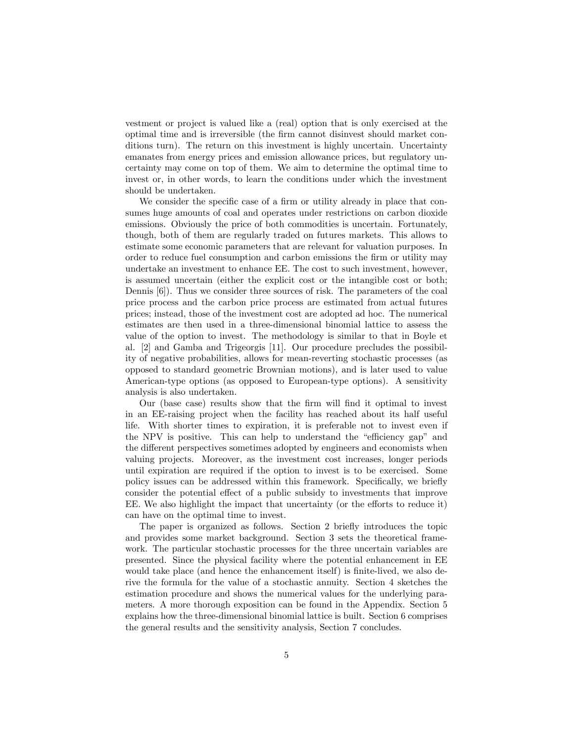vestment or project is valued like a (real) option that is only exercised at the optimal time and is irreversible (the firm cannot disinvest should market conditions turn). The return on this investment is highly uncertain. Uncertainty emanates from energy prices and emission allowance prices, but regulatory uncertainty may come on top of them. We aim to determine the optimal time to invest or, in other words, to learn the conditions under which the investment should be undertaken.

We consider the specific case of a firm or utility already in place that consumes huge amounts of coal and operates under restrictions on carbon dioxide emissions. Obviously the price of both commodities is uncertain. Fortunately, though, both of them are regularly traded on futures markets. This allows to estimate some economic parameters that are relevant for valuation purposes. In order to reduce fuel consumption and carbon emissions the firm or utility may undertake an investment to enhance EE. The cost to such investment, however, is assumed uncertain (either the explicit cost or the intangible cost or both; Dennis [6]). Thus we consider three sources of risk. The parameters of the coal price process and the carbon price process are estimated from actual futures prices; instead, those of the investment cost are adopted ad hoc. The numerical estimates are then used in a three-dimensional binomial lattice to assess the value of the option to invest. The methodology is similar to that in Boyle et al. [2] and Gamba and Trigeorgis [11]. Our procedure precludes the possibility of negative probabilities, allows for mean-reverting stochastic processes (as opposed to standard geometric Brownian motions), and is later used to value American-type options (as opposed to European-type options). A sensitivity analysis is also undertaken.

Our (base case) results show that the firm will find it optimal to invest in an EE-raising project when the facility has reached about its half useful life. With shorter times to expiration, it is preferable not to invest even if the NPV is positive. This can help to understand the "efficiency gap" and the different perspectives sometimes adopted by engineers and economists when valuing projects. Moreover, as the investment cost increases, longer periods until expiration are required if the option to invest is to be exercised. Some policy issues can be addressed within this framework. Specifically, we briefly consider the potential effect of a public subsidy to investments that improve EE. We also highlight the impact that uncertainty (or the efforts to reduce it) can have on the optimal time to invest.

The paper is organized as follows. Section 2 briefly introduces the topic and provides some market background. Section 3 sets the theoretical framework. The particular stochastic processes for the three uncertain variables are presented. Since the physical facility where the potential enhancement in EE would take place (and hence the enhancement itself) is finite-lived, we also derive the formula for the value of a stochastic annuity. Section 4 sketches the estimation procedure and shows the numerical values for the underlying parameters. A more thorough exposition can be found in the Appendix. Section 5 explains how the three-dimensional binomial lattice is built. Section 6 comprises the general results and the sensitivity analysis, Section 7 concludes.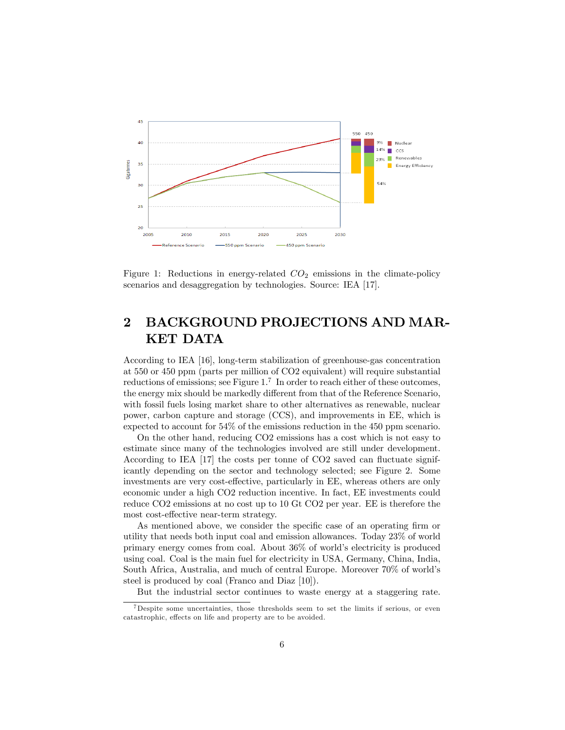Figure 1: Reductions in energy-related $CO_2$ emissions in the climate-policy scenarios and desaggregation by technologies. Source: IEA [17].

## 2 BACKGROUND PROJECTIONS AND MARKET DATA

According to IEA [16], long-term stabilization of greenhouse-gas concentration at 550 or 450 ppm (parts per million of CO2 equivalent) will require substantial reductions of emissions; see Figure 1.[7] In order to reach either of these outcomes, the energy mix should be markedly different from that of the Reference Scenario, with fossil fuels losing market share to other alternatives as renewable, nuclear power, carbon capture and storage (CCS), and improvements in EE, which is expected to account for 54% of the emissions reduction in the 450 ppm scenario.

On the other hand, reducing CO2 emissions has a cost which is not easy to estimate since many of the technologies involved are still under development. According to IEA [17] the costs per tonne of CO2 saved can fluctuate significantly depending on the sector and technology selected; see Figure 2. Some investments are very cost-effective, particularly in EE, whereas others are only economic under a high CO2 reduction incentive. In fact, EE investments could reduce CO2 emissions at no cost up to 10 Gt CO2 per year. EE is therefore the most cost-effective near-term strategy.

As mentioned above, we consider the specific case of an operating firm or utility that needs both input coal and emission allowances. Today 23% of world primary energy comes from coal. About 36% of world's electricity is produced using coal. Coal is the main fuel for electricity in USA, Germany, China, India, South Africa, Australia, and much of central Europe. Moreover 70% of world's steel is produced by coal (Franco and Diaz [10]).

But the industrial sector continues to waste energy at a staggering rate.

[7] Despite some uncertainties, those thresholds seem to set the limits if serious, or even catastrophic, effects on life and property are to be avoided.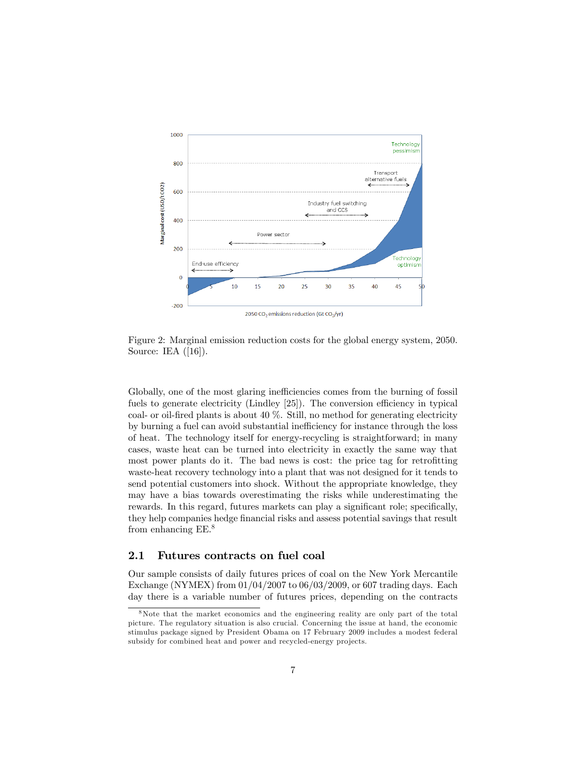Figure 2: Marginal emission reduction costs for the global energy system, 2050. Source: IEA ([16]).

Globally, one of the most glaring inefficiencies comes from the burning of fossil fuels to generate electricity (Lindley [25]). The conversion efficiency in typical coal- or oil-fired plants is about 40 %. Still, no method for generating electricity by burning a fuel can avoid substantial inefficiency for instance through the loss of heat. The technology itself for energy-recycling is straightforward; in many cases, waste heat can be turned into electricity in exactly the same way that most power plants do it. The bad news is cost: the price tag for retrofitting waste-heat recovery technology into a plant that was not designed for it tends to send potential customers into shock. Without the appropriate knowledge, they may have a bias towards overestimating the risks while underestimating the rewards. In this regard, futures markets can play a significant role; specifically, they help companies hedge financial risks and assess potential savings that result from enhancing EE.[8]

## 2.1 Futures contracts on fuel coal

Our sample consists of daily futures prices of coal on the New York Mercantile Exchange (NYMEX) from 01/04/2007 to 06/03/2009, or 607 trading days. Each day there is a variable number of futures prices, depending on the contracts

[8] Note that the market economics and the engineering reality are only part of the total picture. The regulatory situation is also crucial. Concerning the issue at hand, the economic stimulus package signed by President Obama on 17 February 2009 includes a modest federal subsidy for combined heat and power and recycled-energy projects.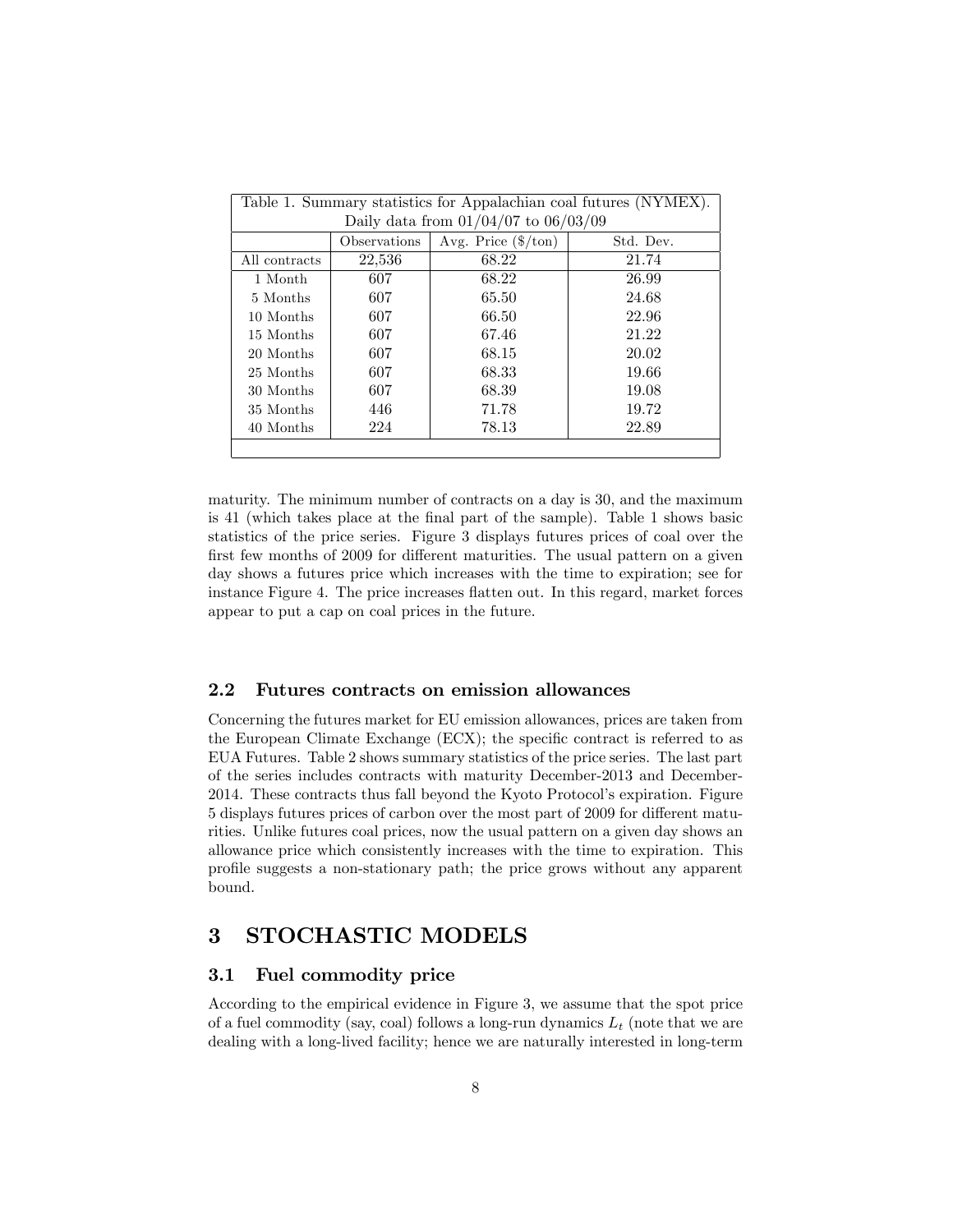Table 1. Summary statistics for Appalachian coal futures (NYMEX). Daily data from 01/04/07 to 06/03/09

| | Observations | Avg. Price ($/ton) | Std. Dev. |
|---|---|---|---|
| All contracts | 22,536 | 68.22 | 21.74 |
| 1 Month | 607 | 68.22 | 26.99 |
| 5 Months | 607 | 65.50 | 24.68 |
| 10 Months | 607 | 66.50 | 22.96 |
| 15 Months | 607 | 67.46 | 21.22 |
| 20 Months | 607 | 68.15 | 20.02 |
| 25 Months | 607 | 68.33 | 19.66 |
| 30 Months | 607 | 68.39 | 19.08 |
| 35 Months | 446 | 71.78 | 19.72 |
| 40 Months | 224 | 78.13 | 22.89 |

maturity. The minimum number of contracts on a day is 30, and the maximum is 41 (which takes place at the final part of the sample). Table 1 shows basic statistics of the price series. Figure 3 displays futures prices of coal over the first few months of 2009 for different maturities. The usual pattern on a given day shows a futures price which increases with the time to expiration; see for instance Figure 4. The price increases flatten out. In this regard, market forces appear to put a cap on coal prices in the future.

### 2.2 Futures contracts on emission allowances

Concerning the futures market for EU emission allowances, prices are taken from the European Climate Exchange (ECX); the specific contract is referred to as EUA Futures. Table 2 shows summary statistics of the price series. The last part of the series includes contracts with maturity December-2013 and December-2014. These contracts thus fall beyond the Kyoto Protocol's expiration. Figure 5 displays futures prices of carbon over the most part of 2009 for different maturities. Unlike futures coal prices, now the usual pattern on a given day shows an allowance price which consistently increases with the time to expiration. This profile suggests a non-stationary path; the price grows without any apparent bound.

## 3 STOCHASTIC MODELS

### 3.1 Fuel commodity price

According to the empirical evidence in Figure 3, we assume that the spot price of a fuel commodity (say, coal) follows a long-run dynamics $L_t$ (note that we are dealing with a long-lived facility; hence we are naturally interested in long-term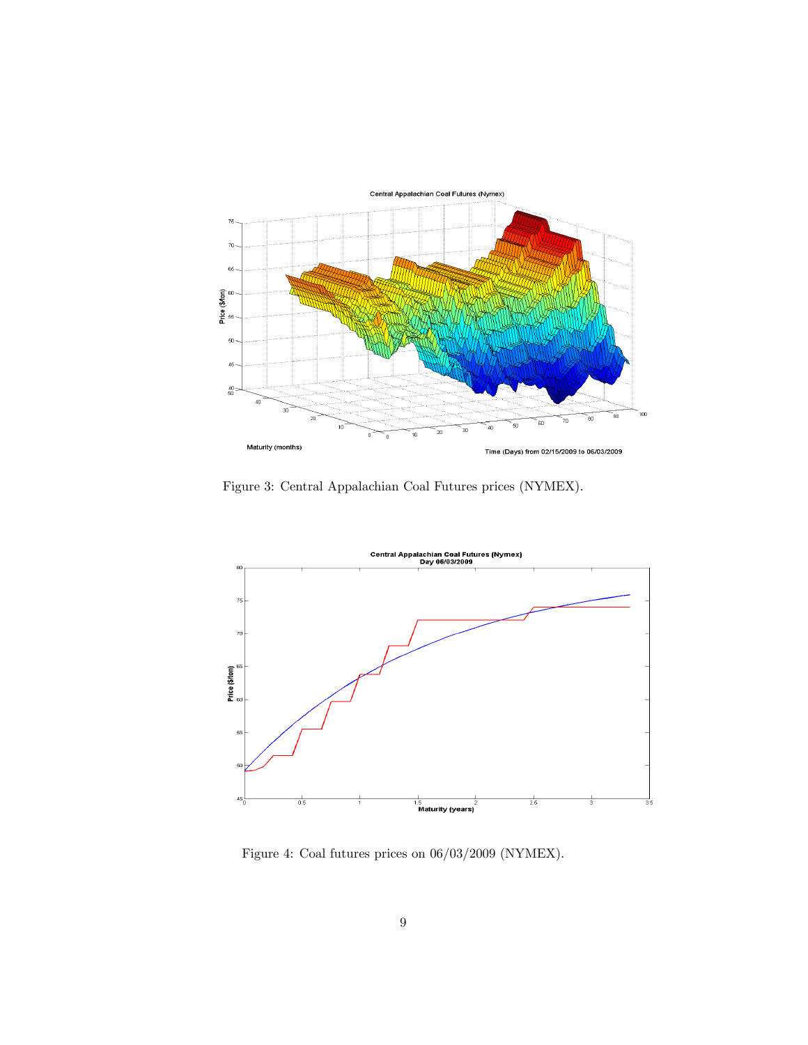Figure 3: Central Appalachian Coal Futures prices (NYMEX).

Figure 4: Coal futures prices on 06/03/2009 (NYMEX).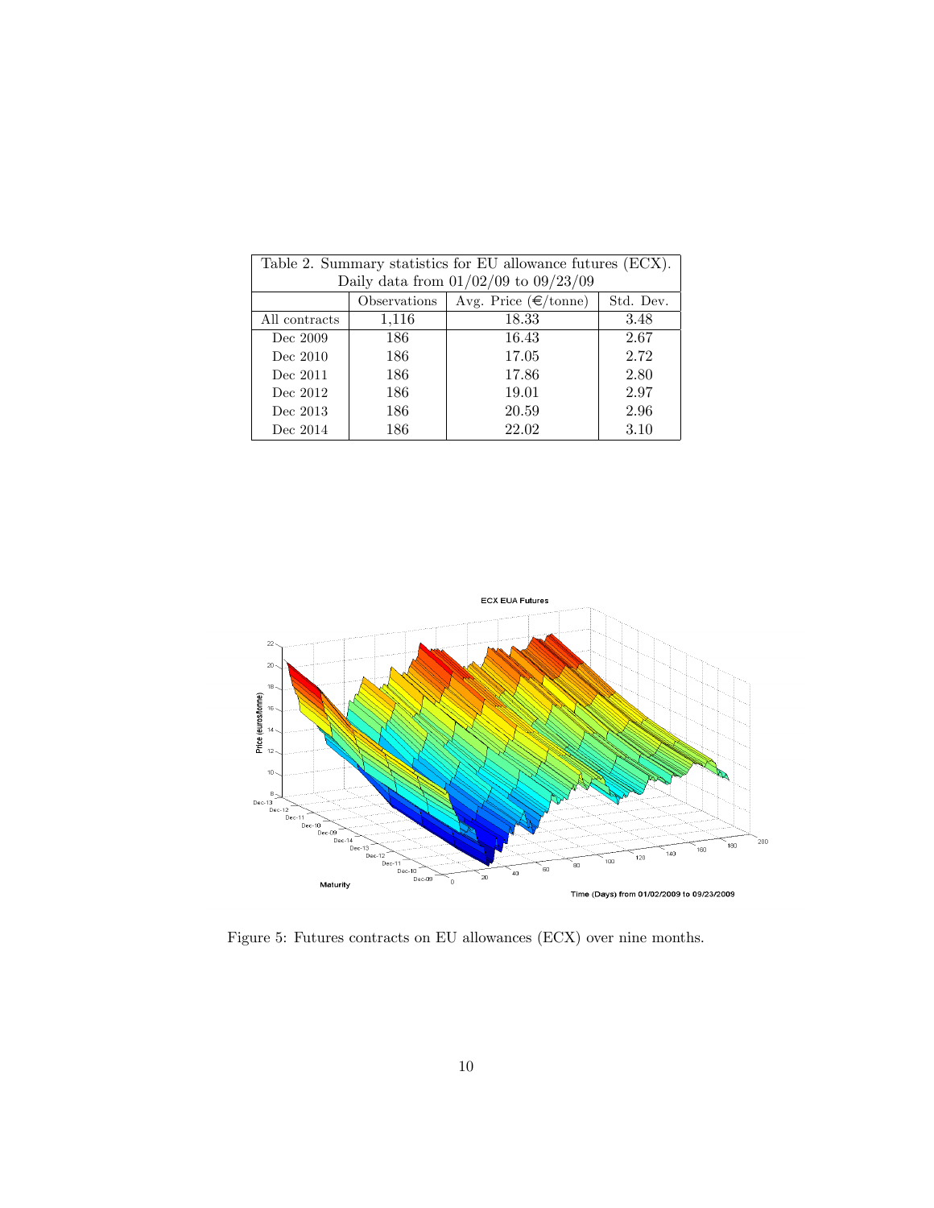| Table 2. Summary statistics for EU allowance futures (ECX). Daily data from 01/02/09 to 09/23/09 | | | |
|---|---|---|---|
| | Observations | Avg. Price (€/tonne) | Std. Dev. |
| All contracts | 1,116 | 18.33 | 3.48 |
| Dec 2009 | 186 | 16.43 | 2.67 |
| Dec 2010 | 186 | 17.05 | 2.72 |
| Dec 2011 | 186 | 17.86 | 2.80 |
| Dec 2012 | 186 | 19.01 | 2.97 |
| Dec 2013 | 186 | 20.59 | 2.96 |
| Dec 2014 | 186 | 22.02 | 3.10 |

Figure 5: Futures contracts on EU allowances (ECX) over nine months.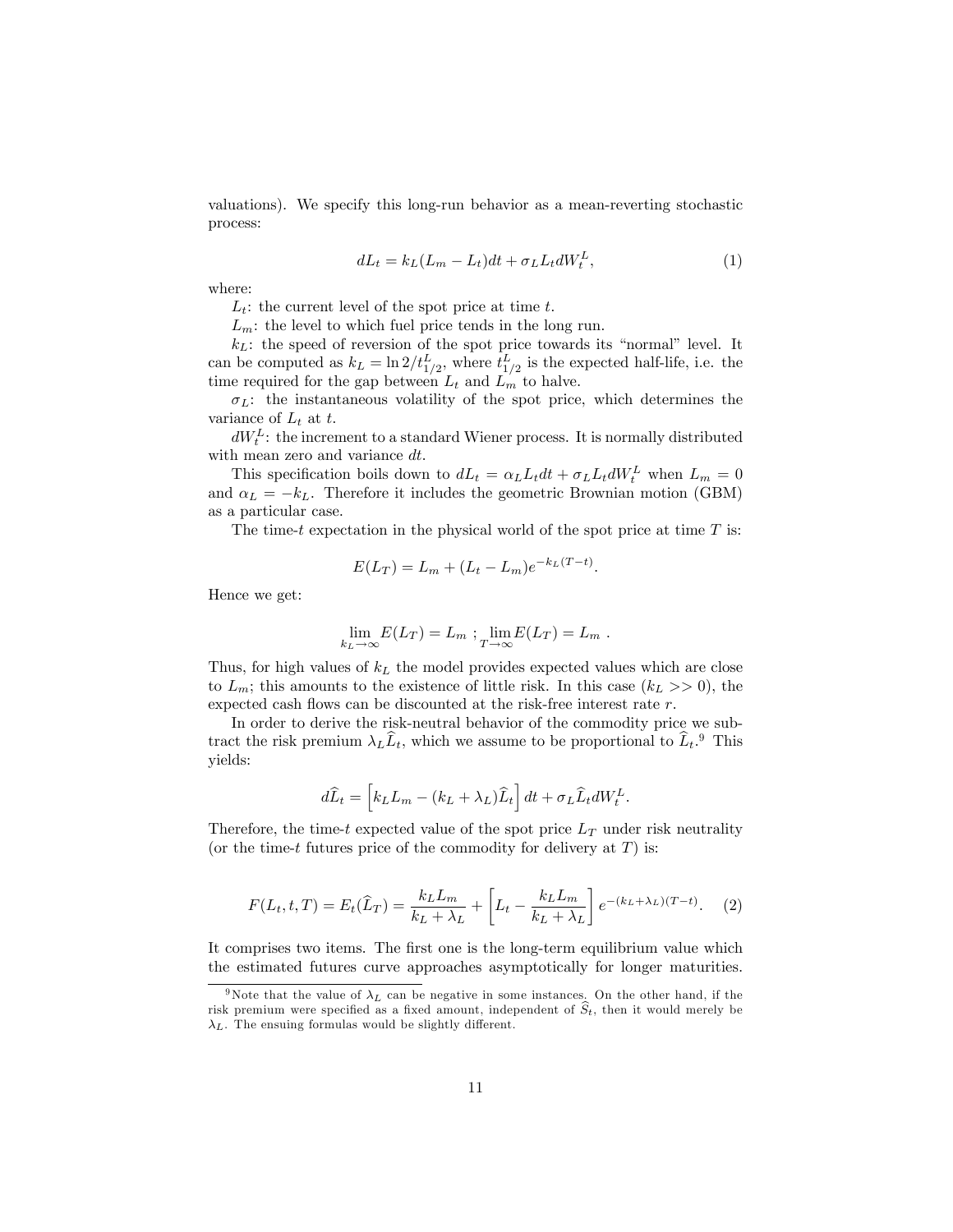valuations). We specify this long-run behavior as a mean-reverting stochastic process:

$$dL_t = k_L(L_m - L_t)dt + \sigma_L L_t dW_t^L, \tag{1}$$

where:

$L_t$: the current level of the spot price at time $t$.

$L_m$: the level to which fuel price tends in the long run.

$k_L$: the speed of reversion of the spot price towards its "normal" level. It can be computed as $k_L = \ln 2/t_{1/2}^L$, where $t_{1/2}^L$ is the expected half-life, i.e. the time required for the gap between $L_t$ and $L_m$ to halve.

$\sigma_L$: the instantaneous volatility of the spot price, which determines the variance of $L_t$ at $t$.

$dW_t^L$: the increment to a standard Wiener process. It is normally distributed with mean zero and variance $dt$.

This specification boils down to $dL_t = \alpha_L L_t dt + \sigma_L L_t dW_t^L$ when $L_m = 0$ and $\alpha_L = -k_L$. Therefore it includes the geometric Brownian motion (GBM) as a particular case.

The time-$t$ expectation in the physical world of the spot price at time $T$ is:

$$E(L_T) = L_m + (L_t - L_m)e^{-k_L(T-t)}.$$

Hence we get:

$$\lim_{k_L \to \infty} E(L_T) = L_m \; ; \lim_{T \to \infty} E(L_T) = L_m \; .$$

Thus, for high values of $k_L$ the model provides expected values which are close to $L_m$; this amounts to the existence of little risk. In this case ($k_L >> 0$), the expected cash flows can be discounted at the risk-free interest rate $r$.

In order to derive the risk-neutral behavior of the commodity price we subtract the risk premium $\lambda_L \widehat{L}_t$, which we assume to be proportional to $\widehat{L}_t$.[9] This yields:

$$d\widehat{L}_t = \left[ k_L L_m - (k_L + \lambda_L)\widehat{L}_t \right] dt + \sigma_L \widehat{L}_t dW_t^L.$$

Therefore, the time-$t$ expected value of the spot price $L_T$ under risk neutrality (or the time-$t$ futures price of the commodity for delivery at $T$) is:

$$F(L_t, t, T) = E_t(\widehat{L}_T) = \frac{k_L L_m}{k_L + \lambda_L} + \left[ L_t - \frac{k_L L_m}{k_L + \lambda_L} \right] e^{-(k_L + \lambda_L)(T-t)}. \tag{2}$$

It comprises two items. The first one is the long-term equilibrium value which the estimated futures curve approaches asymptotically for longer maturities.

[9] Note that the value of $\lambda_L$ can be negative in some instances. On the other hand, if the risk premium were specified as a fixed amount, independent of $\widehat{S}_t$, then it would merely be $\lambda_L$. The ensuing formulas would be slightly different.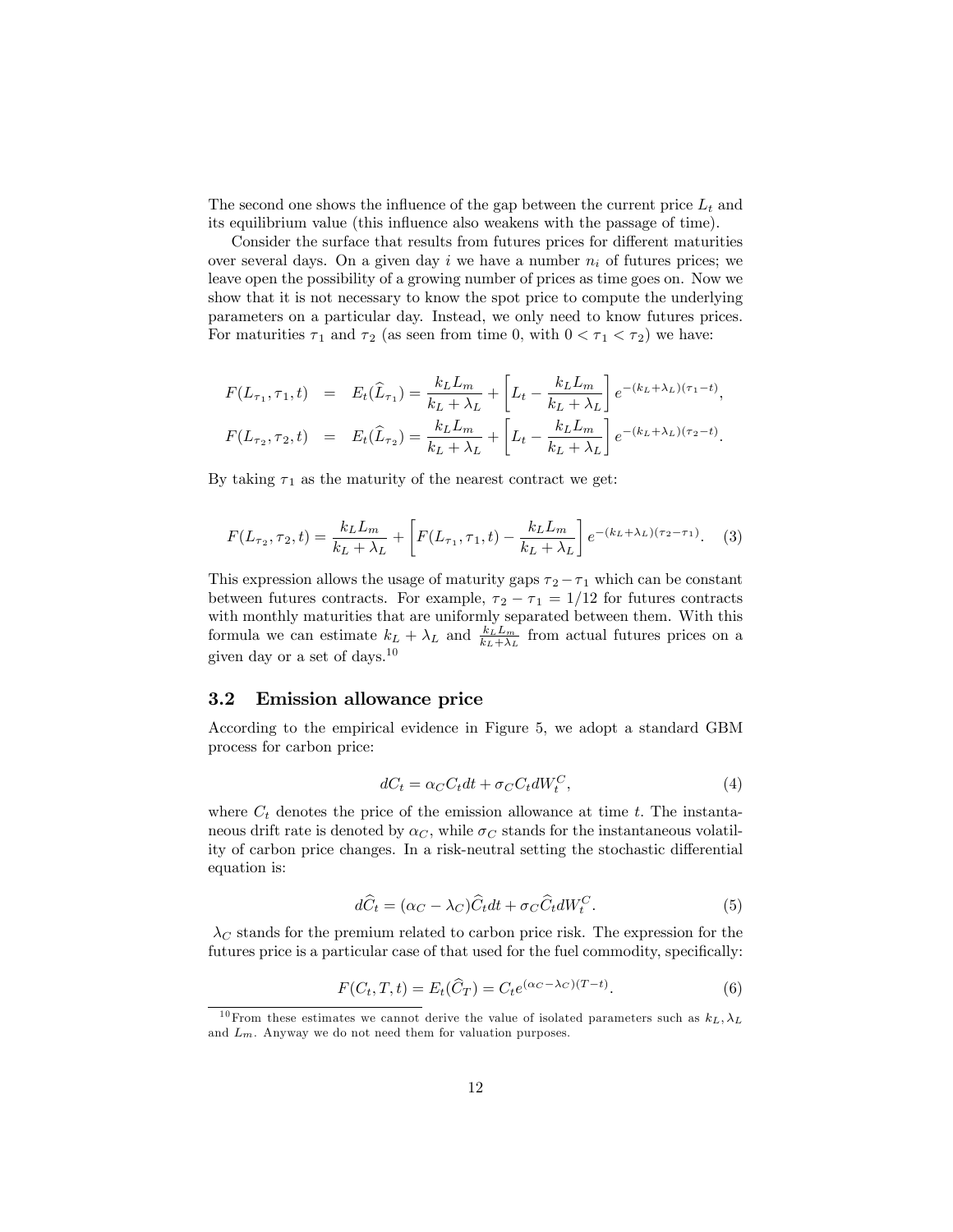The second one shows the influence of the gap between the current price $L_t$ and its equilibrium value (this influence also weakens with the passage of time).

Consider the surface that results from futures prices for different maturities over several days. On a given day $i$ we have a number $n_i$ of futures prices; we leave open the possibility of a growing number of prices as time goes on. Now we show that it is not necessary to know the spot price to compute the underlying parameters on a particular day. Instead, we only need to know futures prices. For maturities $\tau_1$ and $\tau_2$ (as seen from time 0, with $0 < \tau_1 < \tau_2$) we have:

$$
\begin{aligned}
F(L_{\tau_1}, \tau_1, t) &= E_t(\widehat{L}_{\tau_1}) = \frac{k_L L_m}{k_L + \lambda_L} + \left[ L_t - \frac{k_L L_m}{k_L + \lambda_L} \right] e^{-(k_L+\lambda_L)(\tau_1 - t)}, \\
F(L_{\tau_2}, \tau_2, t) &= E_t(\widehat{L}_{\tau_2}) = \frac{k_L L_m}{k_L + \lambda_L} + \left[ L_t - \frac{k_L L_m}{k_L + \lambda_L} \right] e^{-(k_L+\lambda_L)(\tau_2 - t)}.
\end{aligned}
$$

By taking $\tau_1$ as the maturity of the nearest contract we get:

$$
F(L_{\tau_2}, \tau_2, t) = \frac{k_L L_m}{k_L + \lambda_L} + \left[ F(L_{\tau_1}, \tau_1, t) - \frac{k_L L_m}{k_L + \lambda_L} \right] e^{-(k_L+\lambda_L)(\tau_2 - \tau_1)}. \quad (3)
$$

This expression allows the usage of maturity gaps $\tau_2 - \tau_1$ which can be constant between futures contracts. For example, $\tau_2 - \tau_1 = 1/12$ for futures contracts with monthly maturities that are uniformly separated between them. With this formula we can estimate $k_L + \lambda_L$ and $\frac{k_L L_m}{k_L + \lambda_L}$ from actual futures prices on a given day or a set of days.[10]

## 3.2 Emission allowance price

According to the empirical evidence in Figure 5, we adopt a standard GBM process for carbon price:

$$
dC_t = \alpha_C C_t dt + \sigma_C C_t dW_t^C, \quad (4)
$$

where $C_t$ denotes the price of the emission allowance at time $t$. The instantaneous drift rate is denoted by $\alpha_C$, while $\sigma_C$ stands for the instantaneous volatility of carbon price changes. In a risk-neutral setting the stochastic differential equation is:

$$
d\widehat{C}_t = (\alpha_C - \lambda_C)\widehat{C}_t dt + \sigma_C \widehat{C}_t dW_t^C. \quad (5)
$$

$\lambda_C$ stands for the premium related to carbon price risk. The expression for the futures price is a particular case of that used for the fuel commodity, specifically:

$$
F(C_t, T, t) = E_t(\widehat{C}_T) = C_t e^{(\alpha_C - \lambda_C)(T-t)}. \quad (6)
$$

[10] From these estimates we cannot derive the value of isolated parameters such as $k_L, \lambda_L$ and $L_m$. Anyway we do not need them for valuation purposes.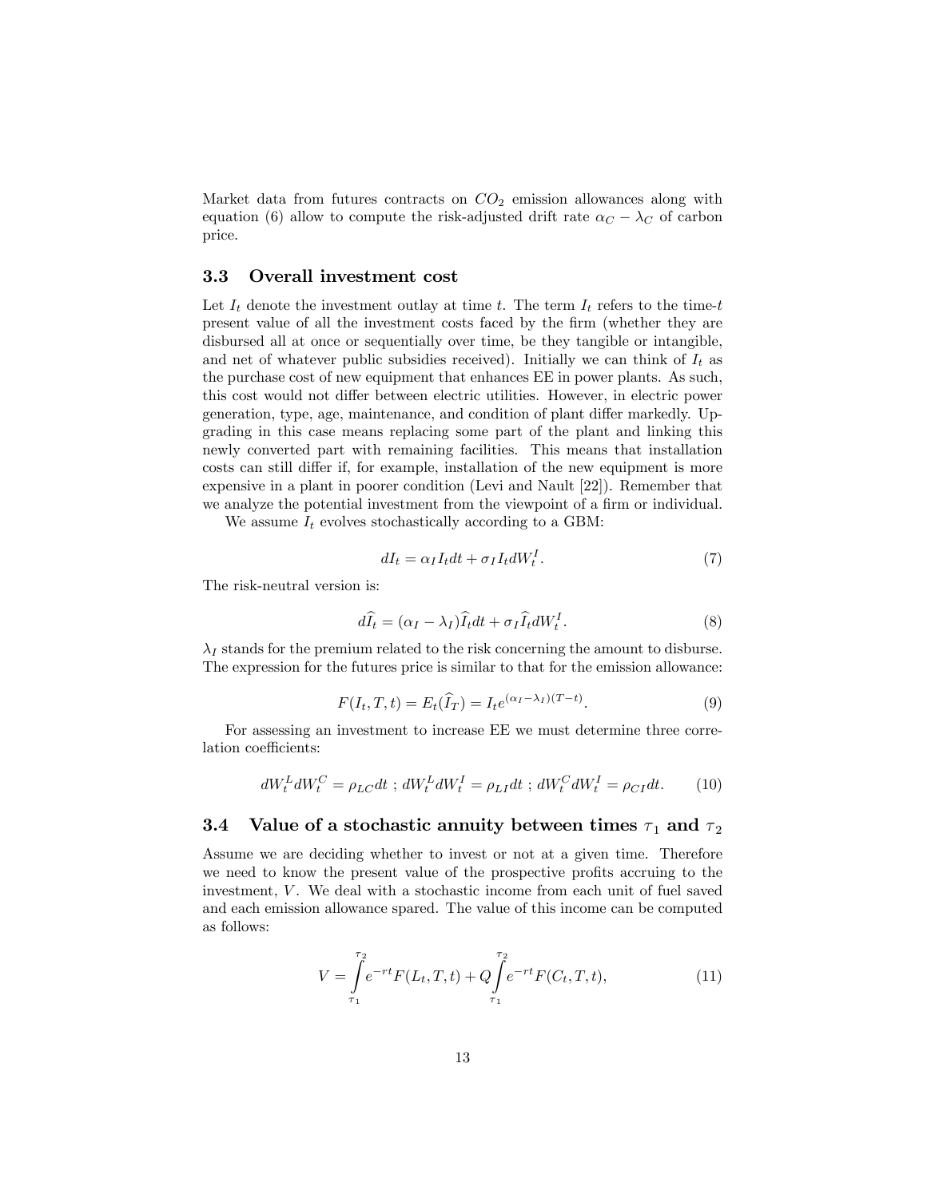Market data from futures contracts on $CO_2$ emission allowances along with equation (6) allow to compute the risk-adjusted drift rate $\alpha_C - \lambda_C$ of carbon price.

### 3.3 Overall investment cost

Let $I_t$ denote the investment outlay at time $t$. The term $I_t$ refers to the time-$t$ present value of all the investment costs faced by the firm (whether they are disbursed all at once or sequentially over time, be they tangible or intangible, and net of whatever public subsidies received). Initially we can think of $I_t$ as the purchase cost of new equipment that enhances EE in power plants. As such, this cost would not differ between electric utilities. However, in electric power generation, type, age, maintenance, and condition of plant differ markedly. Upgrading in this case means replacing some part of the plant and linking this newly converted part with remaining facilities. This means that installation costs can still differ if, for example, installation of the new equipment is more expensive in a plant in poorer condition (Levi and Nault [22]). Remember that we analyze the potential investment from the viewpoint of a firm or individual.

We assume $I_t$ evolves stochastically according to a GBM:

$$dI_t = \alpha_I I_t dt + \sigma_I I_t dW_t^I. \tag{7}$$

The risk-neutral version is:

$$d\widehat{I}_t = (\alpha_I - \lambda_I)\widehat{I}_t dt + \sigma_I \widehat{I}_t dW_t^I. \tag{8}$$

$\lambda_I$ stands for the premium related to the risk concerning the amount to disburse. The expression for the futures price is similar to that for the emission allowance:

$$F(I_t, T, t) = E_t(\widehat{I}_T) = I_t e^{(\alpha_I - \lambda_I)(T-t)}. \tag{9}$$

For assessing an investment to increase EE we must determine three correlation coefficients:

$$dW_t^L dW_t^C = \rho_{LC} dt \; ; \; dW_t^L dW_t^I = \rho_{LI} dt \; ; \; dW_t^C dW_t^I = \rho_{CI} dt. \tag{10}$$

### 3.4 Value of a stochastic annuity between times $\tau_1$ and $\tau_2$

Assume we are deciding whether to invest or not at a given time. Therefore we need to know the present value of the prospective profits accruing to the investment, $V$. We deal with a stochastic income from each unit of fuel saved and each emission allowance spared. The value of this income can be computed as follows:

$$V = \int_{\tau_1}^{\tau_2} e^{-rt} F(L_t, T, t) + Q \int_{\tau_1}^{\tau_2} e^{-rt} F(C_t, T, t), \tag{11}$$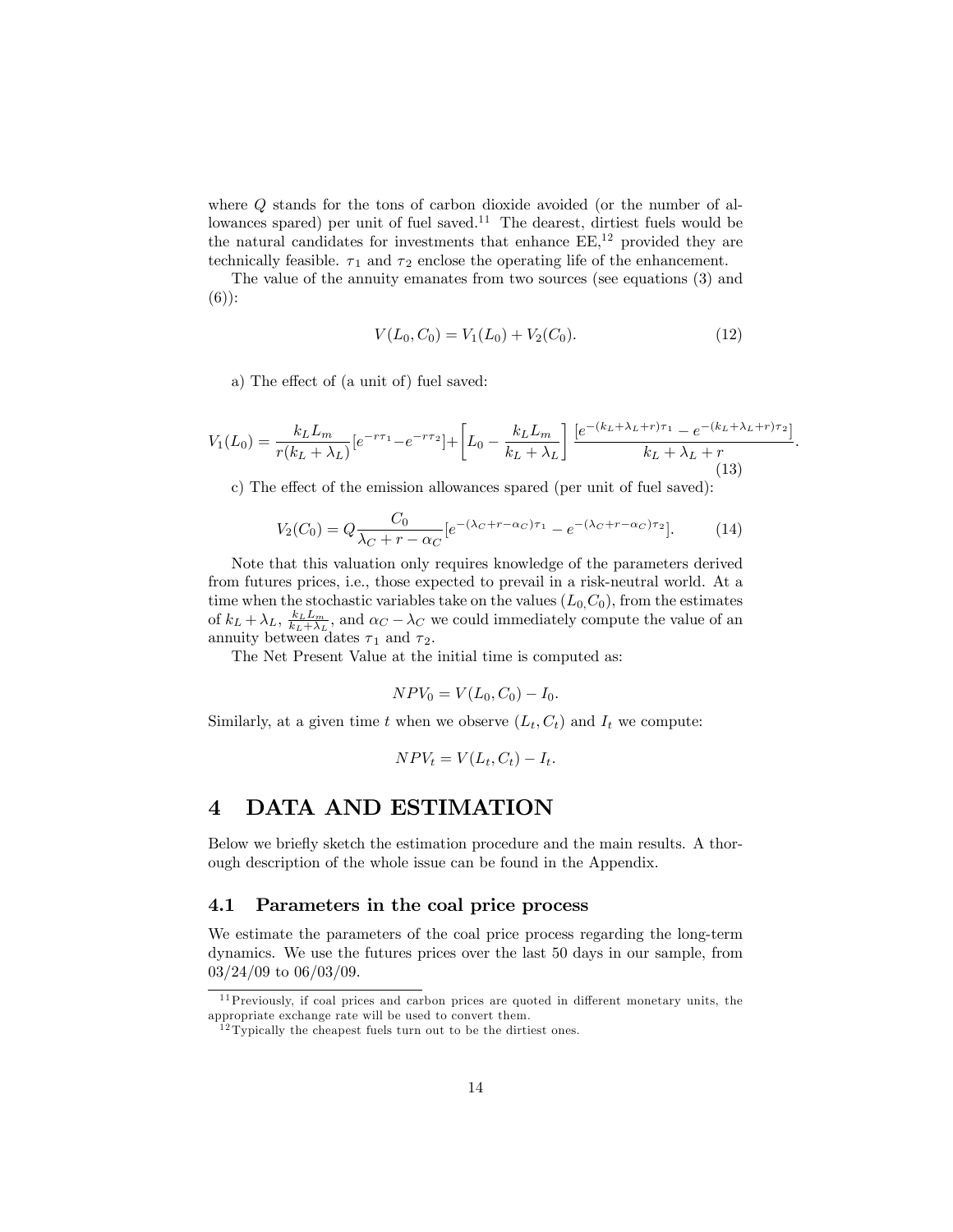where $Q$ stands for the tons of carbon dioxide avoided (or the number of allowances spared) per unit of fuel saved.[11] The dearest, dirtiest fuels would be the natural candidates for investments that enhance EE,[12] provided they are technically feasible. $\tau_1$ and $\tau_2$ enclose the operating life of the enhancement.

The value of the annuity emanates from two sources (see equations (3) and (6)):

$$V(L_0, C_0) = V_1(L_0) + V_2(C_0). \tag{12}$$

a) The effect of (a unit of) fuel saved:

$$V_1(L_0) = \frac{k_L L_m}{r(k_L + \lambda_L)}[e^{-r\tau_1} - e^{-r\tau_2}] + \left[L_0 - \frac{k_L L_m}{k_L + \lambda_L}\right] \frac{[e^{-(k_L+\lambda_L+r)\tau_1} - e^{-(k_L+\lambda_L+r)\tau_2}]}{k_L + \lambda_L + r}. \tag{13}$$

c) The effect of the emission allowances spared (per unit of fuel saved):

$$V_2(C_0) = Q\frac{C_0}{\lambda_C + r - \alpha_C}[e^{-(\lambda_C+r-\alpha_C)\tau_1} - e^{-(\lambda_C+r-\alpha_C)\tau_2}]. \tag{14}$$

Note that this valuation only requires knowledge of the parameters derived from futures prices, i.e., those expected to prevail in a risk-neutral world. At a time when the stochastic variables take on the values $(L_0, C_0)$, from the estimates of $k_L + \lambda_L$, $\frac{k_L L_m}{k_L + \lambda_L}$, and $\alpha_C - \lambda_C$ we could immediately compute the value of an annuity between dates $\tau_1$ and $\tau_2$.

The Net Present Value at the initial time is computed as:

$$NPV_0 = V(L_0, C_0) - I_0.$$

Similarly, at a given time $t$ when we observe $(L_t, C_t)$ and $I_t$ we compute:

$$NPV_t = V(L_t, C_t) - I_t.$$

# 4 DATA AND ESTIMATION

Below we briefly sketch the estimation procedure and the main results. A thorough description of the whole issue can be found in the Appendix.

## 4.1 Parameters in the coal price process

We estimate the parameters of the coal price process regarding the long-term dynamics. We use the futures prices over the last 50 days in our sample, from 03/24/09 to 06/03/09.

[11] Previously, if coal prices and carbon prices are quoted in different monetary units, the appropriate exchange rate will be used to convert them.

[12] Typically the cheapest fuels turn out to be the dirtiest ones.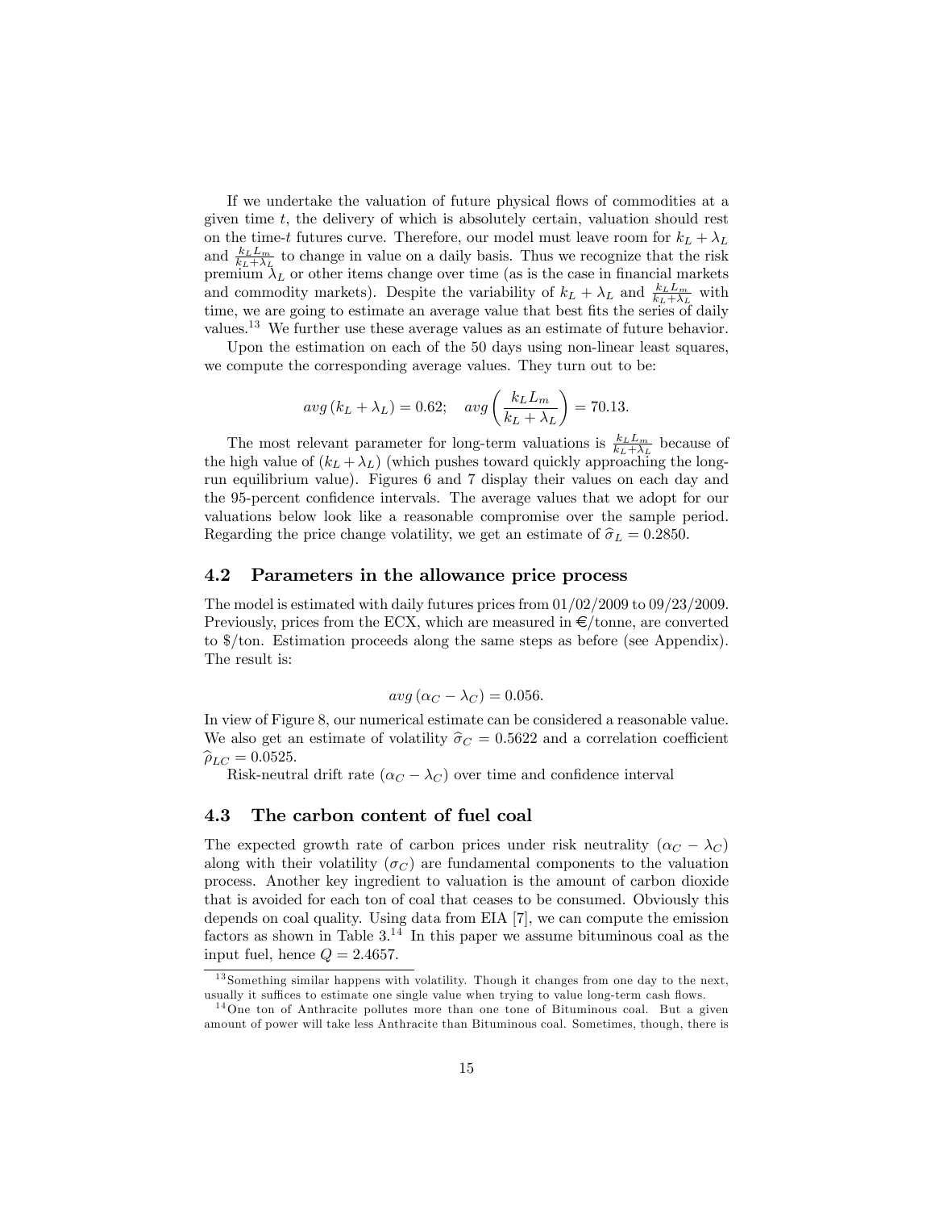If we undertake the valuation of future physical flows of commodities at a given time $t$, the delivery of which is absolutely certain, valuation should rest on the time-$t$ futures curve. Therefore, our model must leave room for $k_L + \lambda_L$ and $\frac{k_L L_m}{k_L + \lambda_L}$ to change in value on a daily basis. Thus we recognize that the risk premium $\lambda_L$ or other items change over time (as is the case in financial markets and commodity markets). Despite the variability of $k_L + \lambda_L$ and $\frac{k_L L_m}{k_L + \lambda_L}$ with time, we are going to estimate an average value that best fits the series of daily values.[13] We further use these average values as an estimate of future behavior.

Upon the estimation on each of the 50 days using non-linear least squares, we compute the corresponding average values. They turn out to be:

$$avg\left(k_L + \lambda_L\right) = 0.62; \quad avg\left(\frac{k_L L_m}{k_L + \lambda_L}\right) = 70.13.$$

The most relevant parameter for long-term valuations is $\frac{k_L L_m}{k_L + \lambda_L}$ because of the high value of $(k_L + \lambda_L)$ (which pushes toward quickly approaching the long-run equilibrium value). Figures 6 and 7 display their values on each day and the 95-percent confidence intervals. The average values that we adopt for our valuations below look like a reasonable compromise over the sample period. Regarding the price change volatility, we get an estimate of $\widehat{\sigma}_L = 0.2850$.

## 4.2 Parameters in the allowance price process

The model is estimated with daily futures prices from 01/02/2009 to 09/23/2009. Previously, prices from the ECX, which are measured in €/tonne, are converted to \$/ton. Estimation proceeds along the same steps as before (see Appendix). The result is:

$$avg\left(\alpha_C - \lambda_C\right) = 0.056.$$

In view of Figure 8, our numerical estimate can be considered a reasonable value. We also get an estimate of volatility $\widehat{\sigma}_C = 0.5622$ and a correlation coefficient $\widehat{\rho}_{LC} = 0.0525$.

Risk-neutral drift rate $(\alpha_C - \lambda_C)$ over time and confidence interval

## 4.3 The carbon content of fuel coal

The expected growth rate of carbon prices under risk neutrality $(\alpha_C - \lambda_C)$ along with their volatility $(\sigma_C)$ are fundamental components to the valuation process. Another key ingredient to valuation is the amount of carbon dioxide that is avoided for each ton of coal that ceases to be consumed. Obviously this depends on coal quality. Using data from EIA [7], we can compute the emission factors as shown in Table 3.[14] In this paper we assume bituminous coal as the input fuel, hence $Q = 2.4657$.

---

[13] Something similar happens with volatility. Though it changes from one day to the next, usually it suffices to estimate one single value when trying to value long-term cash flows.

[14] One ton of Anthracite pollutes more than one tone of Bituminous coal. But a given amount of power will take less Anthracite than Bituminous coal. Sometimes, though, there is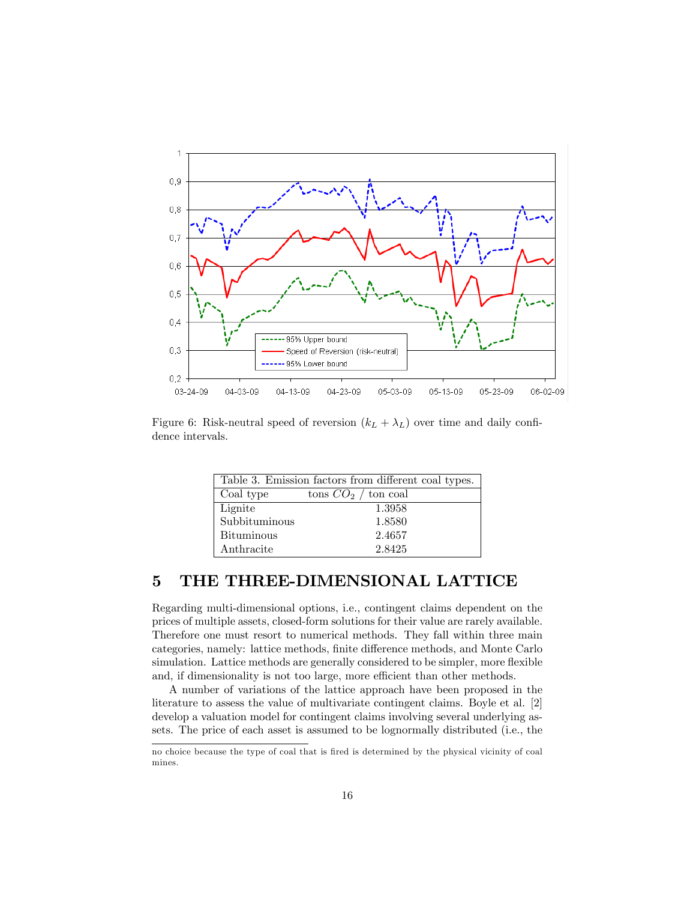Figure 6: Risk-neutral speed of reversion ($k_L + \lambda_L$) over time and daily confidence intervals.

| Coal type | tons $CO_2$ / ton coal |
|---|---|
| Lignite | 1.3958 |
| Subbituminous | 1.8580 |
| Bituminous | 2.4657 |
| Anthracite | 2.8425 |

Table 3. Emission factors from different coal types.

# 5 THE THREE-DIMENSIONAL LATTICE

Regarding multi-dimensional options, i.e., contingent claims dependent on the prices of multiple assets, closed-form solutions for their value are rarely available. Therefore one must resort to numerical methods. They fall within three main categories, namely: lattice methods, finite difference methods, and Monte Carlo simulation. Lattice methods are generally considered to be simpler, more flexible and, if dimensionality is not too large, more efficient than other methods.

A number of variations of the lattice approach have been proposed in the literature to assess the value of multivariate contingent claims. Boyle et al. [2] develop a valuation model for contingent claims involving several underlying assets. The price of each asset is assumed to be lognormally distributed (i.e., the

no choice because the type of coal that is fired is determined by the physical vicinity of coal mines.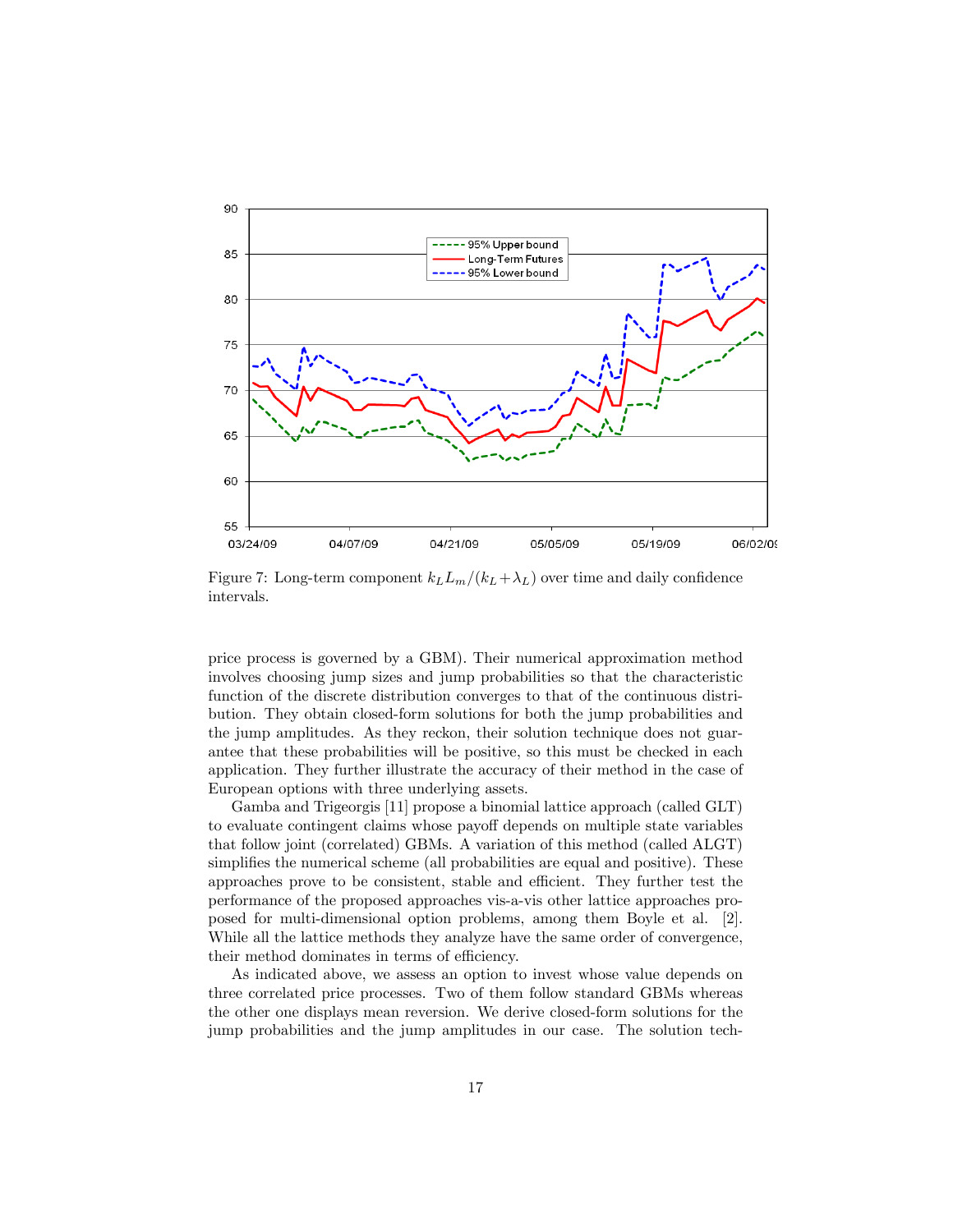Figure 7: Long-term component $k_L L_m/(k_L + \lambda_L)$ over time and daily confidence intervals.

price process is governed by a GBM). Their numerical approximation method involves choosing jump sizes and jump probabilities so that the characteristic function of the discrete distribution converges to that of the continuous distribution. They obtain closed-form solutions for both the jump probabilities and the jump amplitudes. As they reckon, their solution technique does not guarantee that these probabilities will be positive, so this must be checked in each application. They further illustrate the accuracy of their method in the case of European options with three underlying assets.

Gamba and Trigeorgis [11] propose a binomial lattice approach (called GLT) to evaluate contingent claims whose payoff depends on multiple state variables that follow joint (correlated) GBMs. A variation of this method (called ALGT) simplifies the numerical scheme (all probabilities are equal and positive). These approaches prove to be consistent, stable and efficient. They further test the performance of the proposed approaches vis-a-vis other lattice approaches proposed for multi-dimensional option problems, among them Boyle et al. [2]. While all the lattice methods they analyze have the same order of convergence, their method dominates in terms of efficiency.

As indicated above, we assess an option to invest whose value depends on three correlated price processes. Two of them follow standard GBMs whereas the other one displays mean reversion. We derive closed-form solutions for the jump probabilities and the jump amplitudes in our case. The solution tech-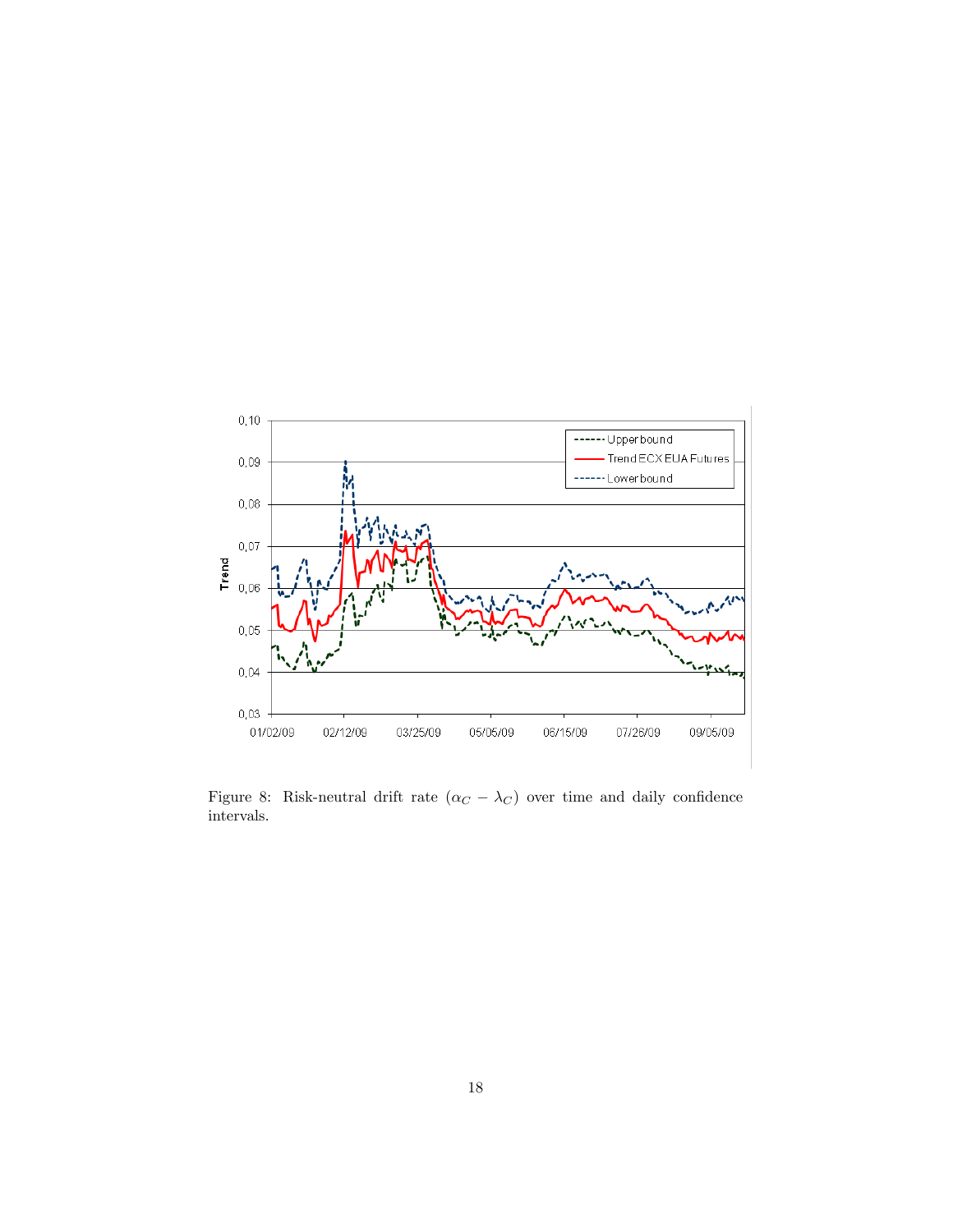Figure 8: Risk-neutral drift rate ($\alpha_C - \lambda_C$) over time and daily confidence intervals.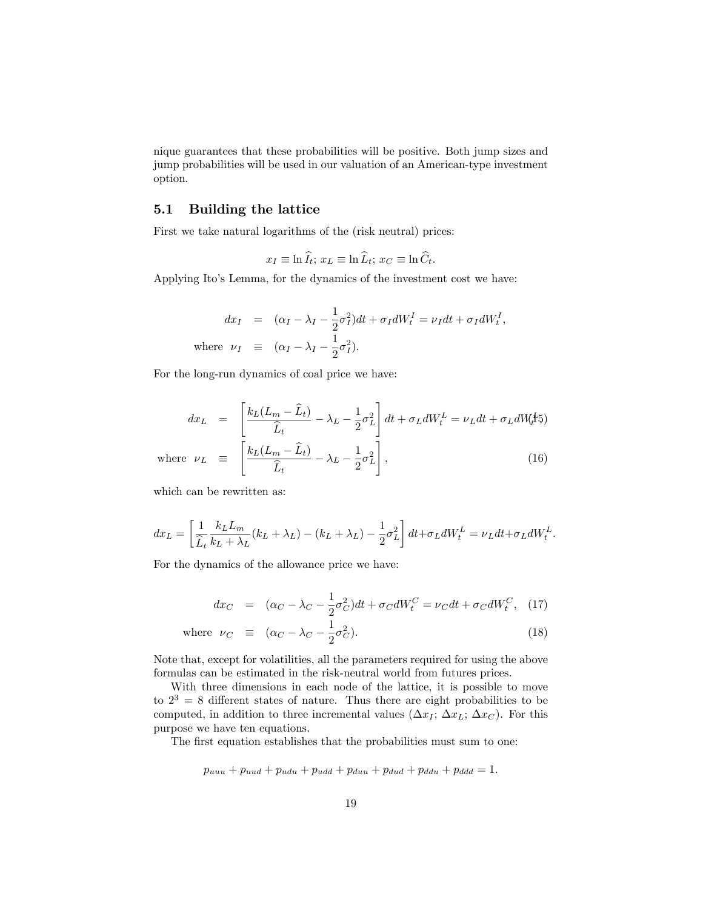nique guarantees that these probabilities will be positive. Both jump sizes and jump probabilities will be used in our valuation of an American-type investment option.

### 5.1 Building the lattice

First we take natural logarithms of the (risk neutral) prices:

$$x_I \equiv \ln \widehat{I}_t;\ x_L \equiv \ln \widehat{L}_t;\ x_C \equiv \ln \widehat{C}_t.$$

Applying Ito's Lemma, for the dynamics of the investment cost we have:

$$\begin{aligned} dx_I &= (\alpha_I - \lambda_I - \frac{1}{2}\sigma_I^2)dt + \sigma_I dW_t^I = \nu_I dt + \sigma_I dW_t^I, \\ \text{where } \nu_I &\equiv (\alpha_I - \lambda_I - \frac{1}{2}\sigma_I^2). \end{aligned}$$

For the long-run dynamics of coal price we have:

$$dx_L = \left[\frac{k_L(L_m - \widehat{L}_t)}{\widehat{L}_t} - \lambda_L - \frac{1}{2}\sigma_L^2\right]dt + \sigma_L dW_t^L = \nu_L dt + \sigma_L dW_t^L, \tag{15}$$

$$\text{where } \nu_L \equiv \left[\frac{k_L(L_m - \widehat{L}_t)}{\widehat{L}_t} - \lambda_L - \frac{1}{2}\sigma_L^2\right], \tag{16}$$

which can be rewritten as:

$$dx_L = \left[\frac{1}{\widehat{L}_t}\frac{k_L L_m}{k_L + \lambda_L}(k_L + \lambda_L) - (k_L + \lambda_L) - \frac{1}{2}\sigma_L^2\right]dt + \sigma_L dW_t^L = \nu_L dt + \sigma_L dW_t^L.$$

For the dynamics of the allowance price we have:

$$dx_C = (\alpha_C - \lambda_C - \frac{1}{2}\sigma_C^2)dt + \sigma_C dW_t^C = \nu_C dt + \sigma_C dW_t^C, \tag{17}$$

$$\text{where } \nu_C \equiv (\alpha_C - \lambda_C - \frac{1}{2}\sigma_C^2). \tag{18}$$

Note that, except for volatilities, all the parameters required for using the above formulas can be estimated in the risk-neutral world from futures prices.

With three dimensions in each node of the lattice, it is possible to move to $2^3 = 8$ different states of nature. Thus there are eight probabilities to be computed, in addition to three incremental values ($\Delta x_I$; $\Delta x_L$; $\Delta x_C$). For this purpose we have ten equations.

The first equation establishes that the probabilities must sum to one:

$$p_{uuu} + p_{uud} + p_{udu} + p_{udd} + p_{duu} + p_{dud} + p_{ddu} + p_{ddd} = 1.$$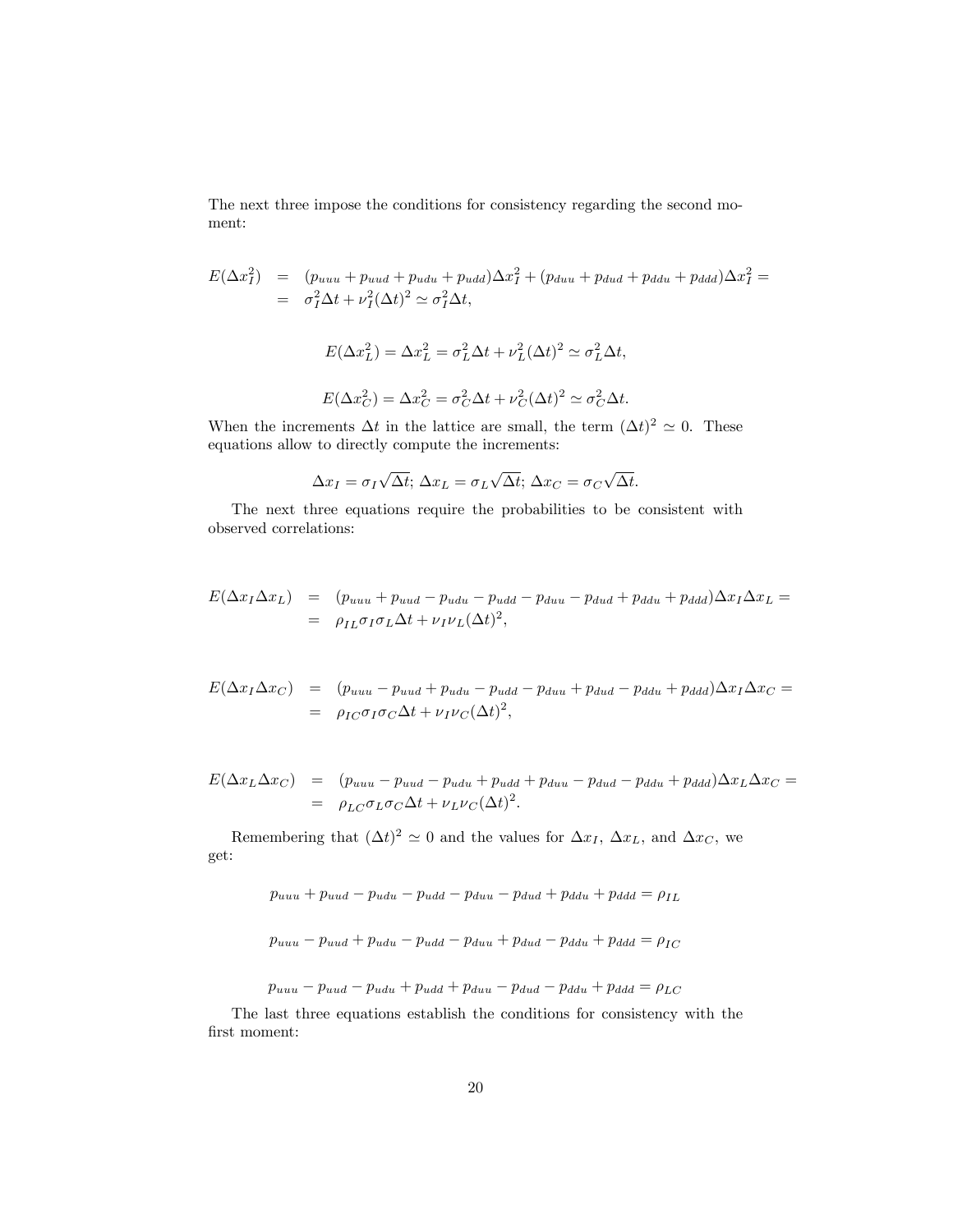The next three impose the conditions for consistency regarding the second moment:

$$
\begin{aligned}
E(\Delta x_I^2) &= (p_{uuu} + p_{uud} + p_{udu} + p_{udd})\Delta x_I^2 + (p_{duu} + p_{dud} + p_{ddu} + p_{ddd})\Delta x_I^2 = \\
&= \sigma_I^2 \Delta t + \nu_I^2 (\Delta t)^2 \simeq \sigma_I^2 \Delta t,
\end{aligned}
$$

$$
E(\Delta x_L^2) = \Delta x_L^2 = \sigma_L^2 \Delta t + \nu_L^2 (\Delta t)^2 \simeq \sigma_L^2 \Delta t,
$$

$$
E(\Delta x_C^2) = \Delta x_C^2 = \sigma_C^2 \Delta t + \nu_C^2 (\Delta t)^2 \simeq \sigma_C^2 \Delta t.
$$

When the increments $\Delta t$ in the lattice are small, the term $(\Delta t)^2 \simeq 0$. These equations allow to directly compute the increments:

$$
\Delta x_I = \sigma_I \sqrt{\Delta t};\ \Delta x_L = \sigma_L \sqrt{\Delta t};\ \Delta x_C = \sigma_C \sqrt{\Delta t}.
$$

The next three equations require the probabilities to be consistent with observed correlations:

$$
\begin{aligned}
E(\Delta x_I \Delta x_L) &= (p_{uuu} + p_{uud} - p_{udu} - p_{udd} - p_{duu} - p_{dud} + p_{ddu} + p_{ddd})\Delta x_I \Delta x_L = \\
&= \rho_{IL} \sigma_I \sigma_L \Delta t + \nu_I \nu_L (\Delta t)^2,
\end{aligned}
$$

$$
\begin{aligned}
E(\Delta x_I \Delta x_C) &= (p_{uuu} - p_{uud} + p_{udu} - p_{udd} - p_{duu} + p_{dud} - p_{ddu} + p_{ddd})\Delta x_I \Delta x_C = \\
&= \rho_{IC} \sigma_I \sigma_C \Delta t + \nu_I \nu_C (\Delta t)^2,
\end{aligned}
$$

$$
\begin{aligned}
E(\Delta x_L \Delta x_C) &= (p_{uuu} - p_{uud} - p_{udu} + p_{udd} + p_{duu} - p_{dud} - p_{ddu} + p_{ddd})\Delta x_L \Delta x_C = \\
&= \rho_{LC} \sigma_L \sigma_C \Delta t + \nu_L \nu_C (\Delta t)^2.
\end{aligned}
$$

Remembering that $(\Delta t)^2 \simeq 0$ and the values for $\Delta x_I$, $\Delta x_L$, and $\Delta x_C$, we get:

$$
p_{uuu} + p_{uud} - p_{udu} - p_{udd} - p_{duu} - p_{dud} + p_{ddu} + p_{ddd} = \rho_{IL}
$$

$$
p_{uuu} - p_{uud} + p_{udu} - p_{udd} - p_{duu} + p_{dud} - p_{ddu} + p_{ddd} = \rho_{IC}
$$

$$
p_{uuu} - p_{uud} - p_{udu} + p_{udd} + p_{duu} - p_{dud} - p_{ddu} + p_{ddd} = \rho_{LC}
$$

The last three equations establish the conditions for consistency with the first moment: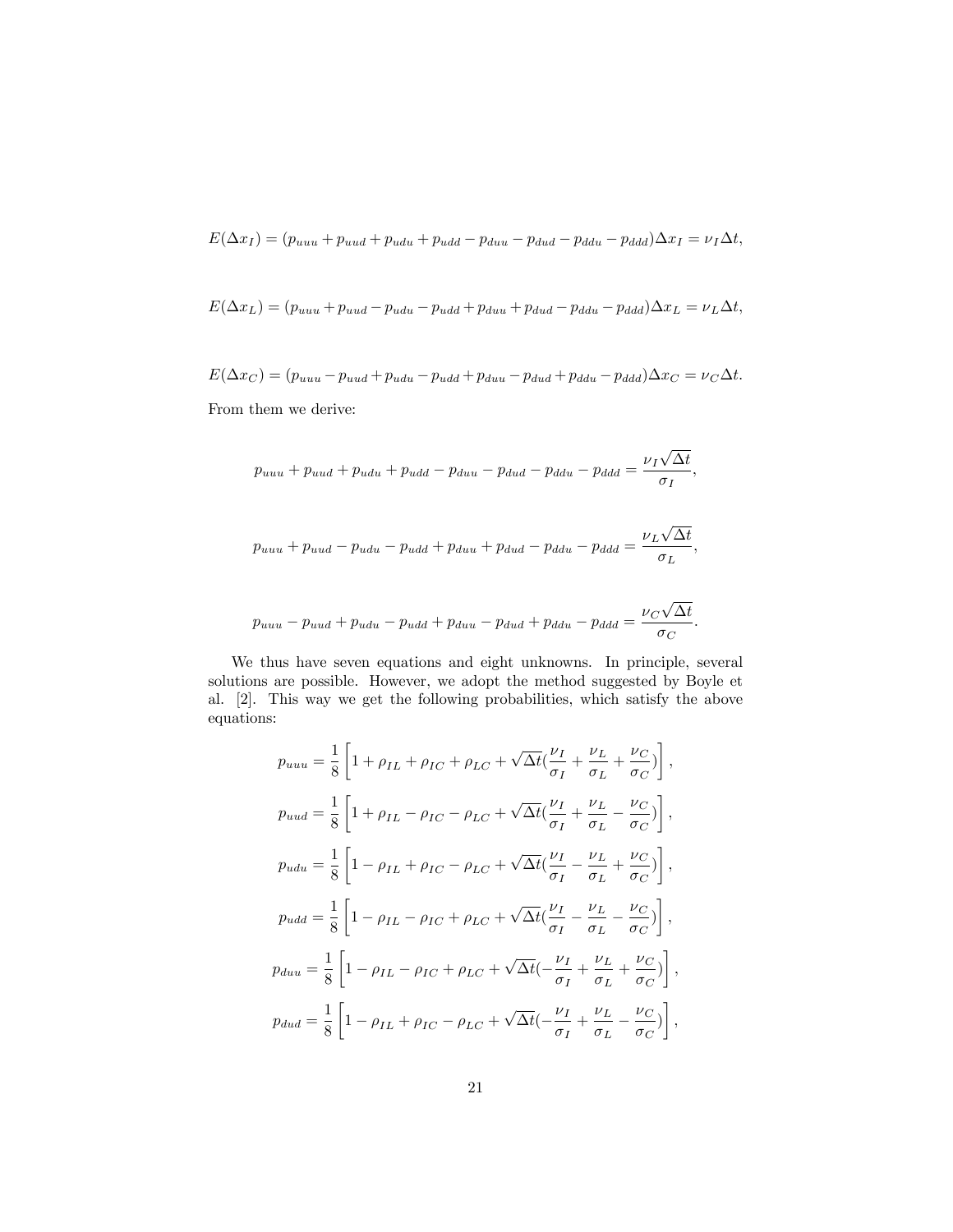$$E(\Delta x_I) = (p_{uuu} + p_{uud} + p_{udu} + p_{udd} - p_{duu} - p_{dud} - p_{ddu} - p_{ddd})\Delta x_I = \nu_I \Delta t,$$

$$E(\Delta x_L) = (p_{uuu} + p_{uud} - p_{udu} - p_{udd} + p_{duu} + p_{dud} - p_{ddu} - p_{ddd})\Delta x_L = \nu_L \Delta t,$$

$$E(\Delta x_C) = (p_{uuu} - p_{uud} + p_{udu} - p_{udd} + p_{duu} - p_{dud} + p_{ddu} - p_{ddd})\Delta x_C = \nu_C \Delta t.$$

From them we derive:

$$p_{uuu} + p_{uud} + p_{udu} + p_{udd} - p_{duu} - p_{dud} - p_{ddu} - p_{ddd} = \frac{\nu_I \sqrt{\Delta t}}{\sigma_I},$$

$$p_{uuu} + p_{uud} - p_{udu} - p_{udd} + p_{duu} + p_{dud} - p_{ddu} - p_{ddd} = \frac{\nu_L \sqrt{\Delta t}}{\sigma_L},$$

$$p_{uuu} - p_{uud} + p_{udu} - p_{udd} + p_{duu} - p_{dud} + p_{ddu} - p_{ddd} = \frac{\nu_C \sqrt{\Delta t}}{\sigma_C}.$$

We thus have seven equations and eight unknowns. In principle, several solutions are possible. However, we adopt the method suggested by Boyle et al. [2]. This way we get the following probabilities, which satisfy the above equations:

$$p_{uuu} = \frac{1}{8}\left[1 + \rho_{IL} + \rho_{IC} + \rho_{LC} + \sqrt{\Delta t}(\frac{\nu_I}{\sigma_I} + \frac{\nu_L}{\sigma_L} + \frac{\nu_C}{\sigma_C})\right],$$

$$p_{uud} = \frac{1}{8}\left[1 + \rho_{IL} - \rho_{IC} - \rho_{LC} + \sqrt{\Delta t}(\frac{\nu_I}{\sigma_I} + \frac{\nu_L}{\sigma_L} - \frac{\nu_C}{\sigma_C})\right],$$

$$p_{udu} = \frac{1}{8}\left[1 - \rho_{IL} + \rho_{IC} - \rho_{LC} + \sqrt{\Delta t}(\frac{\nu_I}{\sigma_I} - \frac{\nu_L}{\sigma_L} + \frac{\nu_C}{\sigma_C})\right],$$

$$p_{udd} = \frac{1}{8}\left[1 - \rho_{IL} - \rho_{IC} + \rho_{LC} + \sqrt{\Delta t}(\frac{\nu_I}{\sigma_I} - \frac{\nu_L}{\sigma_L} - \frac{\nu_C}{\sigma_C})\right],$$

$$p_{duu} = \frac{1}{8}\left[1 - \rho_{IL} - \rho_{IC} + \rho_{LC} + \sqrt{\Delta t}(-\frac{\nu_I}{\sigma_I} + \frac{\nu_L}{\sigma_L} + \frac{\nu_C}{\sigma_C})\right],$$

$$p_{dud} = \frac{1}{8}\left[1 - \rho_{IL} + \rho_{IC} - \rho_{LC} + \sqrt{\Delta t}(-\frac{\nu_I}{\sigma_I} + \frac{\nu_L}{\sigma_L} - \frac{\nu_C}{\sigma_C})\right],$$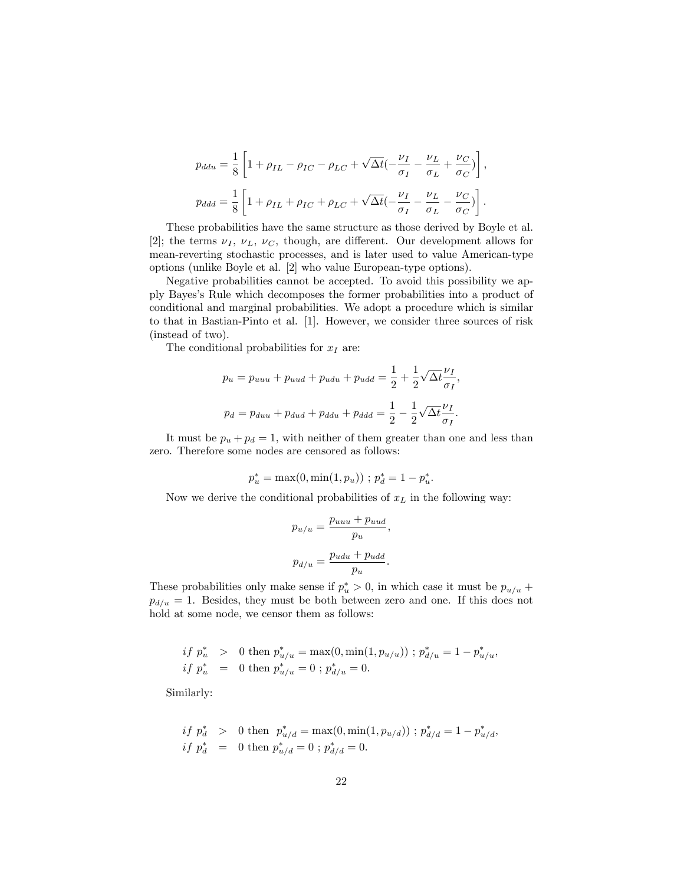$$p_{ddu} = \frac{1}{8}\left[1 + \rho_{IL} - \rho_{IC} - \rho_{LC} + \sqrt{\Delta t}(-\frac{\nu_I}{\sigma_I} - \frac{\nu_L}{\sigma_L} + \frac{\nu_C}{\sigma_C})\right],$$

$$p_{ddd} = \frac{1}{8}\left[1 + \rho_{IL} + \rho_{IC} + \rho_{LC} + \sqrt{\Delta t}(-\frac{\nu_I}{\sigma_I} - \frac{\nu_L}{\sigma_L} - \frac{\nu_C}{\sigma_C})\right].$$

These probabilities have the same structure as those derived by Boyle et al. [2]; the terms $\nu_I$, $\nu_L$, $\nu_C$, though, are different. Our development allows for mean-reverting stochastic processes, and is later used to value American-type options (unlike Boyle et al. [2] who value European-type options).

Negative probabilities cannot be accepted. To avoid this possibility we apply Bayes's Rule which decomposes the former probabilities into a product of conditional and marginal probabilities. We adopt a procedure which is similar to that in Bastian-Pinto et al. [1]. However, we consider three sources of risk (instead of two).

The conditional probabilities for $x_I$ are:

$$p_u = p_{uuu} + p_{uud} + p_{udu} + p_{udd} = \frac{1}{2} + \frac{1}{2}\sqrt{\Delta t}\frac{\nu_I}{\sigma_I},$$

$$p_d = p_{duu} + p_{dud} + p_{ddu} + p_{ddd} = \frac{1}{2} - \frac{1}{2}\sqrt{\Delta t}\frac{\nu_I}{\sigma_I}.$$

It must be $p_u + p_d = 1$, with neither of them greater than one and less than zero. Therefore some nodes are censored as follows:

$$p_u^* = \max(0, \min(1, p_u))\ ;\ p_d^* = 1 - p_u^*.$$

Now we derive the conditional probabilities of $x_L$ in the following way:

$$p_{u/u} = \frac{p_{uuu} + p_{uud}}{p_u},$$

$$p_{d/u} = \frac{p_{udu} + p_{udd}}{p_u}.$$

These probabilities only make sense if $p_u^* > 0$, in which case it must be $p_{u/u} + p_{d/u} = 1$. Besides, they must be both between zero and one. If this does not hold at some node, we censor them as follows:

$$\begin{aligned}
if\ p_u^* &> 0 \text{ then } p_{u/u}^* = \max(0, \min(1, p_{u/u}))\ ;\ p_{d/u}^* = 1 - p_{u/u}^*,\\
if\ p_u^* &= 0 \text{ then } p_{u/u}^* = 0\ ;\ p_{d/u}^* = 0.
\end{aligned}$$

Similarly:

$$\begin{aligned}
if\ p_d^* &> 0 \text{ then } p_{u/d}^* = \max(0, \min(1, p_{u/d}))\ ;\ p_{d/d}^* = 1 - p_{u/d}^*,\\
if\ p_d^* &= 0 \text{ then } p_{u/d}^* = 0\ ;\ p_{d/d}^* = 0.
\end{aligned}$$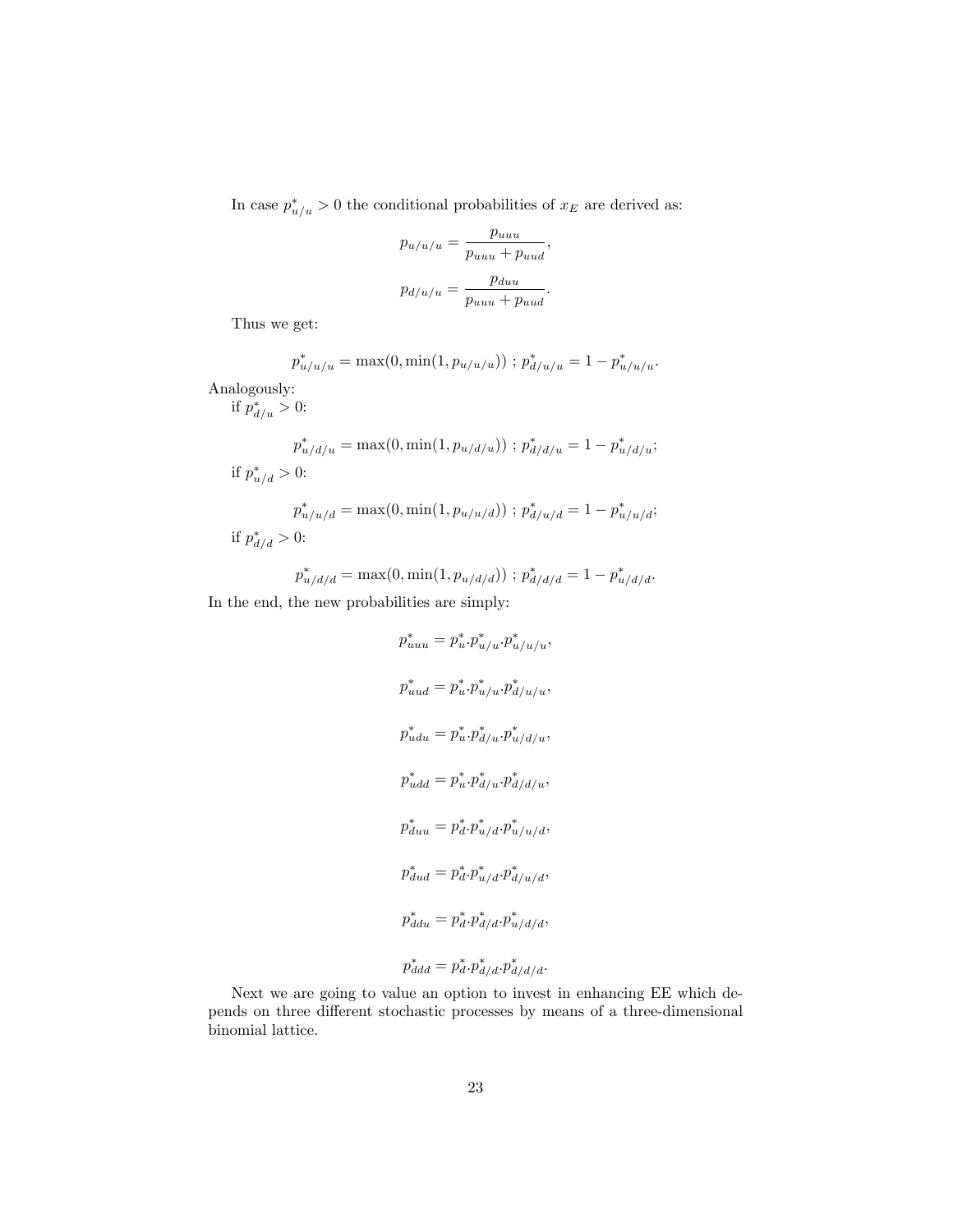In case $p^*_{u/u} > 0$ the conditional probabilities of $x_E$ are derived as:

$$p_{u/u/u} = \frac{p_{uuu}}{p_{uuu} + p_{uud}},$$

$$p_{d/u/u} = \frac{p_{duu}}{p_{uuu} + p_{uud}}.$$

Thus we get:

$$p^*_{u/u/u} = \max(0, \min(1, p_{u/u/u})) \; ; \; p^*_{d/u/u} = 1 - p^*_{u/u/u}.$$

Analogously:

if $p^*_{d/u} > 0$:

$$p^*_{u/d/u} = \max(0, \min(1, p_{u/d/u})) \; ; \; p^*_{d/d/u} = 1 - p^*_{u/d/u};$$

if $p^*_{u/d} > 0$:

$$p^*_{u/u/d} = \max(0, \min(1, p_{u/u/d})) \; ; \; p^*_{d/u/d} = 1 - p^*_{u/u/d};$$

if $p^*_{d/d} > 0$:

$$p^*_{u/d/d} = \max(0, \min(1, p_{u/d/d})) \; ; \; p^*_{d/d/d} = 1 - p^*_{u/d/d}.$$

In the end, the new probabilities are simply:

$$p^*_{uuu} = p^*_u \cdot p^*_{u/u} \cdot p^*_{u/u/u},$$

$$p^*_{uud} = p^*_u \cdot p^*_{u/u} \cdot p^*_{d/u/u},$$

$$p^*_{udu} = p^*_u \cdot p^*_{d/u} \cdot p^*_{u/d/u},$$

$$p^*_{udd} = p^*_u \cdot p^*_{d/u} \cdot p^*_{d/d/u},$$

$$p^*_{duu} = p^*_d \cdot p^*_{u/d} \cdot p^*_{u/u/d},$$

$$p^*_{dud} = p^*_d \cdot p^*_{u/d} \cdot p^*_{d/u/d},$$

$$p^*_{ddu} = p^*_d \cdot p^*_{d/d} \cdot p^*_{u/d/d},$$

$$p^*_{ddd} = p^*_d \cdot p^*_{d/d} \cdot p^*_{d/d/d}.$$

Next we are going to value an option to invest in enhancing EE which depends on three different stochastic processes by means of a three-dimensional binomial lattice.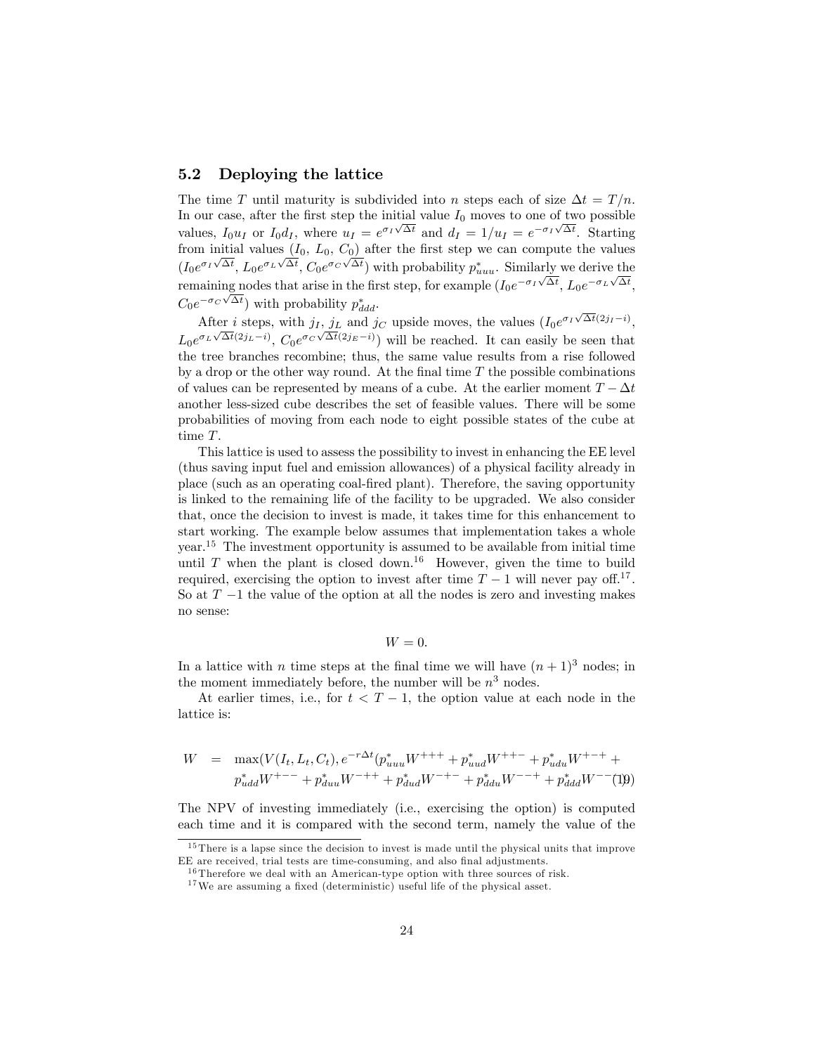### 5.2 Deploying the lattice

The time $T$ until maturity is subdivided into $n$ steps each of size $\Delta t = T/n$. In our case, after the first step the initial value $I_0$ moves to one of two possible values, $I_0 u_I$ or $I_0 d_I$, where $u_I = e^{\sigma_I \sqrt{\Delta t}}$ and $d_I = 1/u_I = e^{-\sigma_I \sqrt{\Delta t}}$. Starting from initial values ($I_0$, $L_0$, $C_0$) after the first step we can compute the values ($I_0 e^{\sigma_I \sqrt{\Delta t}}$, $L_0 e^{\sigma_L \sqrt{\Delta t}}$, $C_0 e^{\sigma_C \sqrt{\Delta t}}$) with probability $p^*_{uuu}$. Similarly we derive the remaining nodes that arise in the first step, for example ($I_0 e^{-\sigma_I \sqrt{\Delta t}}$, $L_0 e^{-\sigma_L \sqrt{\Delta t}}$, $C_0 e^{-\sigma_C \sqrt{\Delta t}}$) with probability $p^*_{ddd}$.

After $i$ steps, with $j_I$, $j_L$ and $j_C$ upside moves, the values ($I_0 e^{\sigma_I \sqrt{\Delta t}(2j_I - i)}$, $L_0 e^{\sigma_L \sqrt{\Delta t}(2j_L - i)}$, $C_0 e^{\sigma_C \sqrt{\Delta t}(2j_E - i)}$) will be reached. It can easily be seen that the tree branches recombine; thus, the same value results from a rise followed by a drop or the other way round. At the final time $T$ the possible combinations of values can be represented by means of a cube. At the earlier moment $T - \Delta t$ another less-sized cube describes the set of feasible values. There will be some probabilities of moving from each node to eight possible states of the cube at time $T$.

This lattice is used to assess the possibility to invest in enhancing the EE level (thus saving input fuel and emission allowances) of a physical facility already in place (such as an operating coal-fired plant). Therefore, the saving opportunity is linked to the remaining life of the facility to be upgraded. We also consider that, once the decision to invest is made, it takes time for this enhancement to start working. The example below assumes that implementation takes a whole year.[15] The investment opportunity is assumed to be available from initial time until $T$ when the plant is closed down.[16] However, given the time to build required, exercising the option to invest after time $T-1$ will never pay off.[17]. So at $T-1$ the value of the option at all the nodes is zero and investing makes no sense:

$$W = 0.$$

In a lattice with $n$ time steps at the final time we will have $(n+1)^3$ nodes; in the moment immediately before, the number will be $n^3$ nodes.

At earlier times, i.e., for $t < T-1$, the option value at each node in the lattice is:

$$\begin{aligned} W \;=\; & \max(V(I_t, L_t, C_t), e^{-r\Delta t}(p^*_{uuu} W^{+++} + p^*_{uud} W^{++-} + p^*_{udu} W^{+-+} + \\ & p^*_{udd} W^{+--} + p^*_{duu} W^{-++} + p^*_{dud} W^{-+-} + p^*_{ddu} W^{--+} + p^*_{ddd} W^{---})) \quad (19) \end{aligned}$$

The NPV of investing immediately (i.e., exercising the option) is computed each time and it is compared with the second term, namely the value of the

---

[15] There is a lapse since the decision to invest is made until the physical units that improve EE are received, trial tests are time-consuming, and also final adjustments.

[16] Therefore we deal with an American-type option with three sources of risk.

[17] We are assuming a fixed (deterministic) useful life of the physical asset.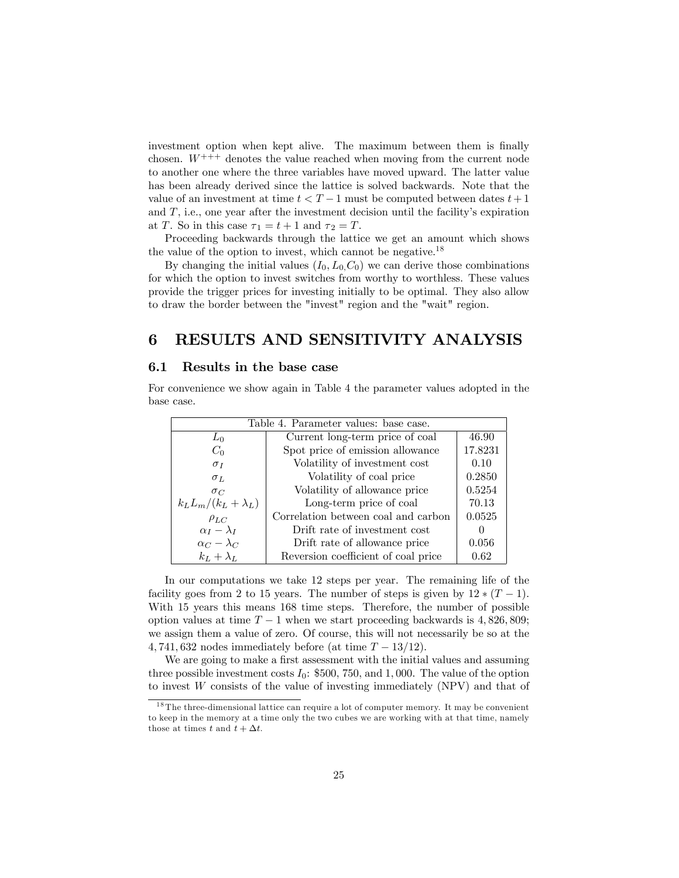investment option when kept alive. The maximum between them is finally chosen. $W^{+++}$ denotes the value reached when moving from the current node to another one where the three variables have moved upward. The latter value has been already derived since the lattice is solved backwards. Note that the value of an investment at time $t < T-1$ must be computed between dates $t+1$ and $T$, i.e., one year after the investment decision until the facility's expiration at $T$. So in this case $\tau_1 = t+1$ and $\tau_2 = T$.

Proceeding backwards through the lattice we get an amount which shows the value of the option to invest, which cannot be negative.[18]

By changing the initial values $(I_0, L_0, C_0)$ we can derive those combinations for which the option to invest switches from worthy to worthless. These values provide the trigger prices for investing initially to be optimal. They also allow to draw the border between the "invest" region and the "wait" region.

# 6 RESULTS AND SENSITIVITY ANALYSIS

## 6.1 Results in the base case

For convenience we show again in Table 4 the parameter values adopted in the base case.

| Table 4. Parameter values: base case. | | |
|---|---|---|
| $L_0$ | Current long-term price of coal | 46.90 |
| $C_0$ | Spot price of emission allowance | 17.8231 |
| $\sigma_I$ | Volatility of investment cost | 0.10 |
| $\sigma_L$ | Volatility of coal price | 0.2850 |
| $\sigma_C$ | Volatility of allowance price | 0.5254 |
| $k_L L_m/(k_L + \lambda_L)$ | Long-term price of coal | 70.13 |
| $\rho_{LC}$ | Correlation between coal and carbon | 0.0525 |
| $\alpha_I - \lambda_I$ | Drift rate of investment cost | 0 |
| $\alpha_C - \lambda_C$ | Drift rate of allowance price | 0.056 |
| $k_L + \lambda_L$ | Reversion coefficient of coal price | 0.62 |

In our computations we take 12 steps per year. The remaining life of the facility goes from 2 to 15 years. The number of steps is given by $12 * (T-1)$. With 15 years this means 168 time steps. Therefore, the number of possible option values at time $T-1$ when we start proceeding backwards is 4,826,809; we assign them a value of zero. Of course, this will not necessarily be so at the 4,741,632 nodes immediately before (at time $T - 13/12$).

We are going to make a first assessment with the initial values and assuming three possible investment costs $I_0$: \$500, 750, and 1,000. The value of the option to invest $W$ consists of the value of investing immediately (NPV) and that of

[18] The three-dimensional lattice can require a lot of computer memory. It may be convenient to keep in the memory at a time only the two cubes we are working with at that time, namely those at times $t$ and $t + \Delta t$.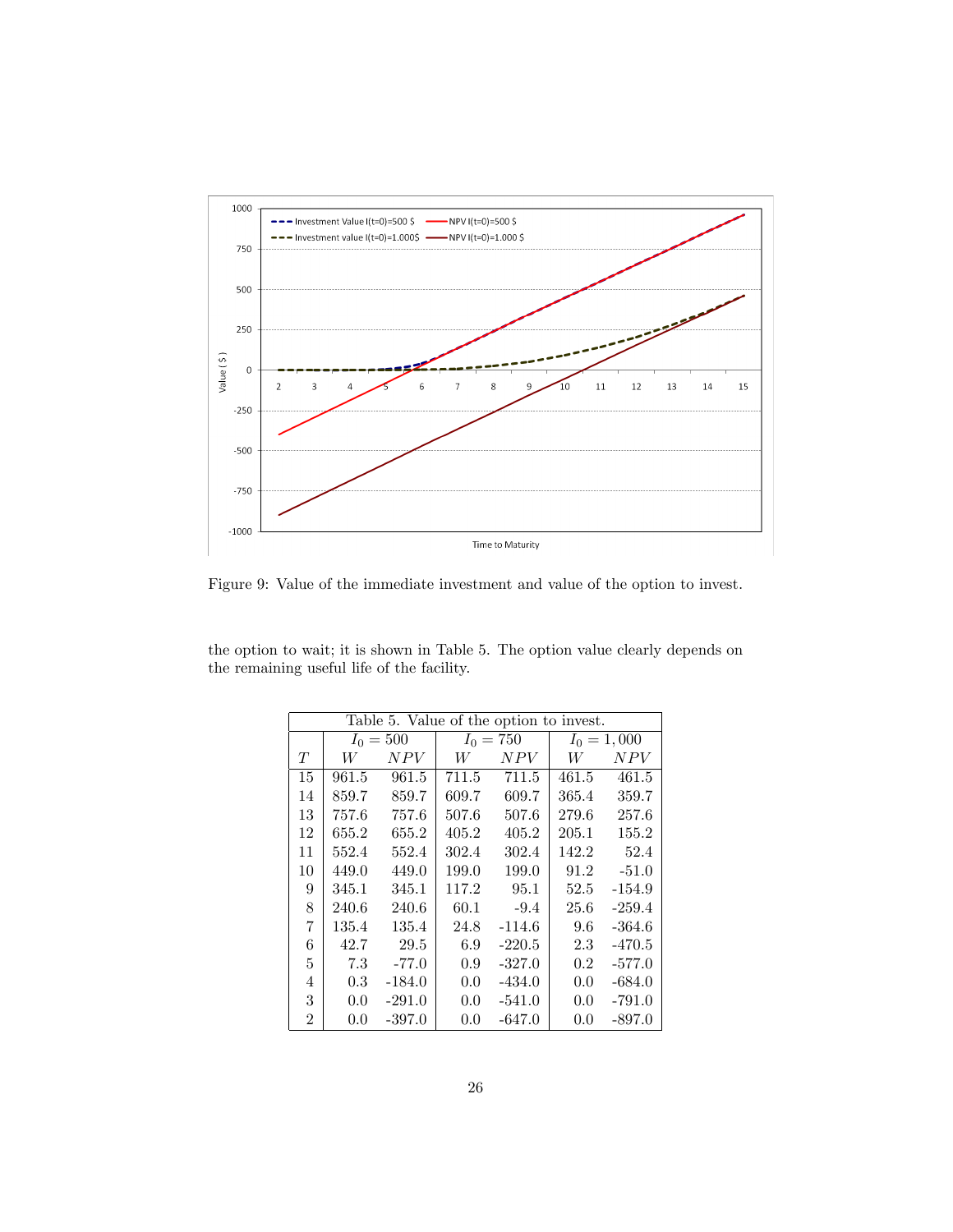Figure 9: Value of the immediate investment and value of the option to invest.

the option to wait; it is shown in Table 5. The option value clearly depends on the remaining useful life of the facility.

Table 5. Value of the option to invest.

| | $I_0 = 500$ | | $I_0 = 750$ | | $I_0 = 1,000$ | |
|---|---|---|---|---|---|---|
| $T$ | $W$ | $NPV$ | $W$ | $NPV$ | $W$ | $NPV$ |
| 15 | 961.5 | 961.5 | 711.5 | 711.5 | 461.5 | 461.5 |
| 14 | 859.7 | 859.7 | 609.7 | 609.7 | 365.4 | 359.7 |
| 13 | 757.6 | 757.6 | 507.6 | 507.6 | 279.6 | 257.6 |
| 12 | 655.2 | 655.2 | 405.2 | 405.2 | 205.1 | 155.2 |
| 11 | 552.4 | 552.4 | 302.4 | 302.4 | 142.2 | 52.4 |
| 10 | 449.0 | 449.0 | 199.0 | 199.0 | 91.2 | -51.0 |
| 9 | 345.1 | 345.1 | 117.2 | 95.1 | 52.5 | -154.9 |
| 8 | 240.6 | 240.6 | 60.1 | -9.4 | 25.6 | -259.4 |
| 7 | 135.4 | 135.4 | 24.8 | -114.6 | 9.6 | -364.6 |
| 6 | 42.7 | 29.5 | 6.9 | -220.5 | 2.3 | -470.5 |
| 5 | 7.3 | -77.0 | 0.9 | -327.0 | 0.2 | -577.0 |
| 4 | 0.3 | -184.0 | 0.0 | -434.0 | 0.0 | -684.0 |
| 3 | 0.0 | -291.0 | 0.0 | -541.0 | 0.0 | -791.0 |
| 2 | 0.0 | -397.0 | 0.0 | -647.0 | 0.0 | -897.0 |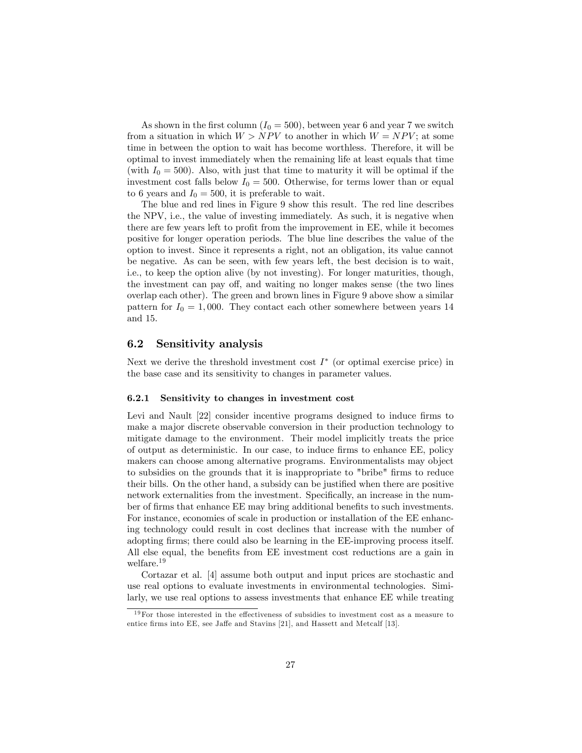As shown in the first column ($I_0 = 500$), between year 6 and year 7 we switch from a situation in which $W > NPV$ to another in which $W = NPV$; at some time in between the option to wait has become worthless. Therefore, it will be optimal to invest immediately when the remaining life at least equals that time (with $I_0 = 500$). Also, with just that time to maturity it will be optimal if the investment cost falls below $I_0 = 500$. Otherwise, for terms lower than or equal to 6 years and $I_0 = 500$, it is preferable to wait.

The blue and red lines in Figure 9 show this result. The red line describes the NPV, i.e., the value of investing immediately. As such, it is negative when there are few years left to profit from the improvement in EE, while it becomes positive for longer operation periods. The blue line describes the value of the option to invest. Since it represents a right, not an obligation, its value cannot be negative. As can be seen, with few years left, the best decision is to wait, i.e., to keep the option alive (by not investing). For longer maturities, though, the investment can pay off, and waiting no longer makes sense (the two lines overlap each other). The green and brown lines in Figure 9 above show a similar pattern for $I_0 = 1,000$. They contact each other somewhere between years 14 and 15.

## 6.2 Sensitivity analysis

Next we derive the threshold investment cost $I^*$ (or optimal exercise price) in the base case and its sensitivity to changes in parameter values.

### 6.2.1 Sensitivity to changes in investment cost

Levi and Nault [22] consider incentive programs designed to induce firms to make a major discrete observable conversion in their production technology to mitigate damage to the environment. Their model implicitly treats the price of output as deterministic. In our case, to induce firms to enhance EE, policy makers can choose among alternative programs. Environmentalists may object to subsidies on the grounds that it is inappropriate to "bribe" firms to reduce their bills. On the other hand, a subsidy can be justified when there are positive network externalities from the investment. Specifically, an increase in the number of firms that enhance EE may bring additional benefits to such investments. For instance, economies of scale in production or installation of the EE enhancing technology could result in cost declines that increase with the number of adopting firms; there could also be learning in the EE-improving process itself. All else equal, the benefits from EE investment cost reductions are a gain in welfare.[19]

Cortazar et al. [4] assume both output and input prices are stochastic and use real options to evaluate investments in environmental technologies. Similarly, we use real options to assess investments that enhance EE while treating

[19] For those interested in the effectiveness of subsidies to investment cost as a measure to entice firms into EE, see Jaffe and Stavins [21], and Hassett and Metcalf [13].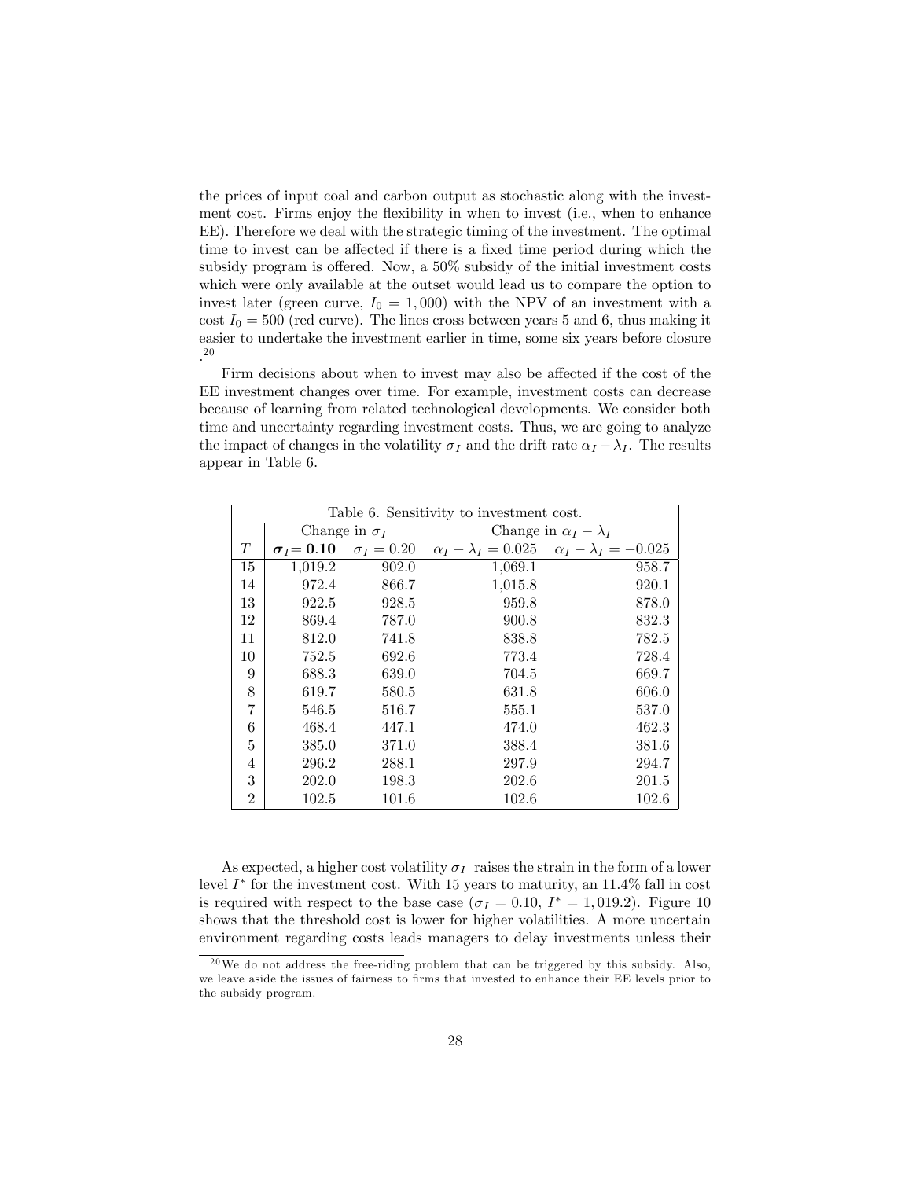the prices of input coal and carbon output as stochastic along with the investment cost. Firms enjoy the flexibility in when to invest (i.e., when to enhance EE). Therefore we deal with the strategic timing of the investment. The optimal time to invest can be affected if there is a fixed time period during which the subsidy program is offered. Now, a 50% subsidy of the initial investment costs which were only available at the outset would lead us to compare the option to invest later (green curve, $I_0 = 1,000$) with the NPV of an investment with a cost $I_0 = 500$ (red curve). The lines cross between years 5 and 6, thus making it easier to undertake the investment earlier in time, some six years before closure .[20]

Firm decisions about when to invest may also be affected if the cost of the EE investment changes over time. For example, investment costs can decrease because of learning from related technological developments. We consider both time and uncertainty regarding investment costs. Thus, we are going to analyze the impact of changes in the volatility $\sigma_I$ and the drift rate $\alpha_I - \lambda_I$. The results appear in Table 6.

Table 6. Sensitivity to investment cost.

| | Change in $\sigma_I$ | | Change in $\alpha_I - \lambda_I$ | |
|---|---|---|---|---|
| $T$ | $\boldsymbol{\sigma_I = 0.10}$ | $\sigma_I = 0.20$ | $\alpha_I - \lambda_I = 0.025$ | $\alpha_I - \lambda_I = -0.025$ |
| 15 | 1,019.2 | 902.0 | 1,069.1 | 958.7 |
| 14 | 972.4 | 866.7 | 1,015.8 | 920.1 |
| 13 | 922.5 | 928.5 | 959.8 | 878.0 |
| 12 | 869.4 | 787.0 | 900.8 | 832.3 |
| 11 | 812.0 | 741.8 | 838.8 | 782.5 |
| 10 | 752.5 | 692.6 | 773.4 | 728.4 |
| 9 | 688.3 | 639.0 | 704.5 | 669.7 |
| 8 | 619.7 | 580.5 | 631.8 | 606.0 |
| 7 | 546.5 | 516.7 | 555.1 | 537.0 |
| 6 | 468.4 | 447.1 | 474.0 | 462.3 |
| 5 | 385.0 | 371.0 | 388.4 | 381.6 |
| 4 | 296.2 | 288.1 | 297.9 | 294.7 |
| 3 | 202.0 | 198.3 | 202.6 | 201.5 |
| 2 | 102.5 | 101.6 | 102.6 | 102.6 |

As expected, a higher cost volatility $\sigma_I$ raises the strain in the form of a lower level $I^*$ for the investment cost. With 15 years to maturity, an 11.4% fall in cost is required with respect to the base case ($\sigma_I = 0.10$, $I^* = 1,019.2$). Figure 10 shows that the threshold cost is lower for higher volatilities. A more uncertain environment regarding costs leads managers to delay investments unless their

[20] We do not address the free-riding problem that can be triggered by this subsidy. Also, we leave aside the issues of fairness to firms that invested to enhance their EE levels prior to the subsidy program.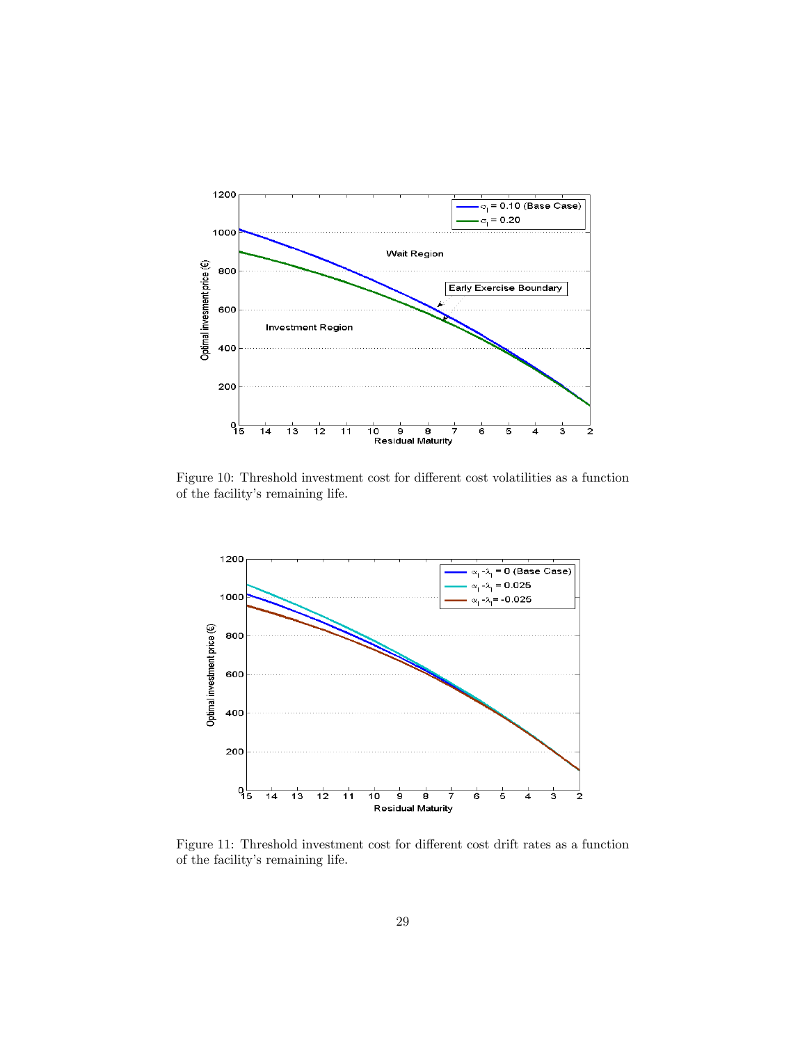Figure 10: Threshold investment cost for different cost volatilities as a function of the facility's remaining life.

Figure 11: Threshold investment cost for different cost drift rates as a function of the facility's remaining life.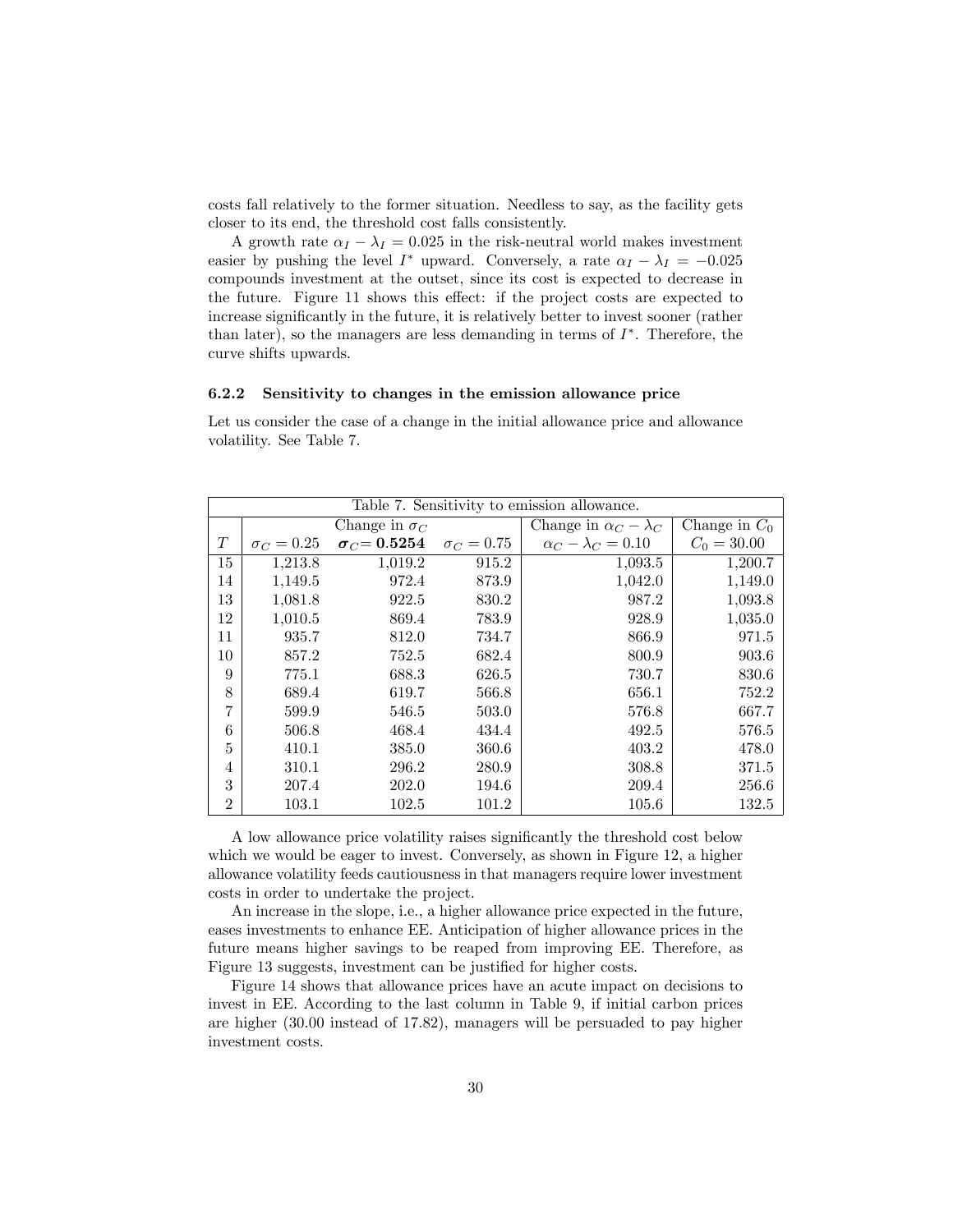costs fall relatively to the former situation. Needless to say, as the facility gets closer to its end, the threshold cost falls consistently.

A growth rate $\alpha_I - \lambda_I = 0.025$ in the risk-neutral world makes investment easier by pushing the level $I^*$ upward. Conversely, a rate $\alpha_I - \lambda_I = -0.025$ compounds investment at the outset, since its cost is expected to decrease in the future. Figure 11 shows this effect: if the project costs are expected to increase significantly in the future, it is relatively better to invest sooner (rather than later), so the managers are less demanding in terms of $I^*$. Therefore, the curve shifts upwards.

#### 6.2.2 Sensitivity to changes in the emission allowance price

Let us consider the case of a change in the initial allowance price and allowance volatility. See Table 7.

Table 7. Sensitivity to emission allowance.

| | Change in $\sigma_C$ | | | Change in $\alpha_C - \lambda_C$ | Change in $C_0$ |
|---|---|---|---|---|---|
| $T$ | $\sigma_C = 0.25$ | $\boldsymbol{\sigma_C = 0.5254}$ | $\sigma_C = 0.75$ | $\alpha_C - \lambda_C = 0.10$ | $C_0 = 30.00$ |
| 15 | 1,213.8 | 1,019.2 | 915.2 | 1,093.5 | 1,200.7 |
| 14 | 1,149.5 | 972.4 | 873.9 | 1,042.0 | 1,149.0 |
| 13 | 1,081.8 | 922.5 | 830.2 | 987.2 | 1,093.8 |
| 12 | 1,010.5 | 869.4 | 783.9 | 928.9 | 1,035.0 |
| 11 | 935.7 | 812.0 | 734.7 | 866.9 | 971.5 |
| 10 | 857.2 | 752.5 | 682.4 | 800.9 | 903.6 |
| 9 | 775.1 | 688.3 | 626.5 | 730.7 | 830.6 |
| 8 | 689.4 | 619.7 | 566.8 | 656.1 | 752.2 |
| 7 | 599.9 | 546.5 | 503.0 | 576.8 | 667.7 |
| 6 | 506.8 | 468.4 | 434.4 | 492.5 | 576.5 |
| 5 | 410.1 | 385.0 | 360.6 | 403.2 | 478.0 |
| 4 | 310.1 | 296.2 | 280.9 | 308.8 | 371.5 |
| 3 | 207.4 | 202.0 | 194.6 | 209.4 | 256.6 |
| 2 | 103.1 | 102.5 | 101.2 | 105.6 | 132.5 |

A low allowance price volatility raises significantly the threshold cost below which we would be eager to invest. Conversely, as shown in Figure 12, a higher allowance volatility feeds cautiousness in that managers require lower investment costs in order to undertake the project.

An increase in the slope, i.e., a higher allowance price expected in the future, eases investments to enhance EE. Anticipation of higher allowance prices in the future means higher savings to be reaped from improving EE. Therefore, as Figure 13 suggests, investment can be justified for higher costs.

Figure 14 shows that allowance prices have an acute impact on decisions to invest in EE. According to the last column in Table 9, if initial carbon prices are higher (30.00 instead of 17.82), managers will be persuaded to pay higher investment costs.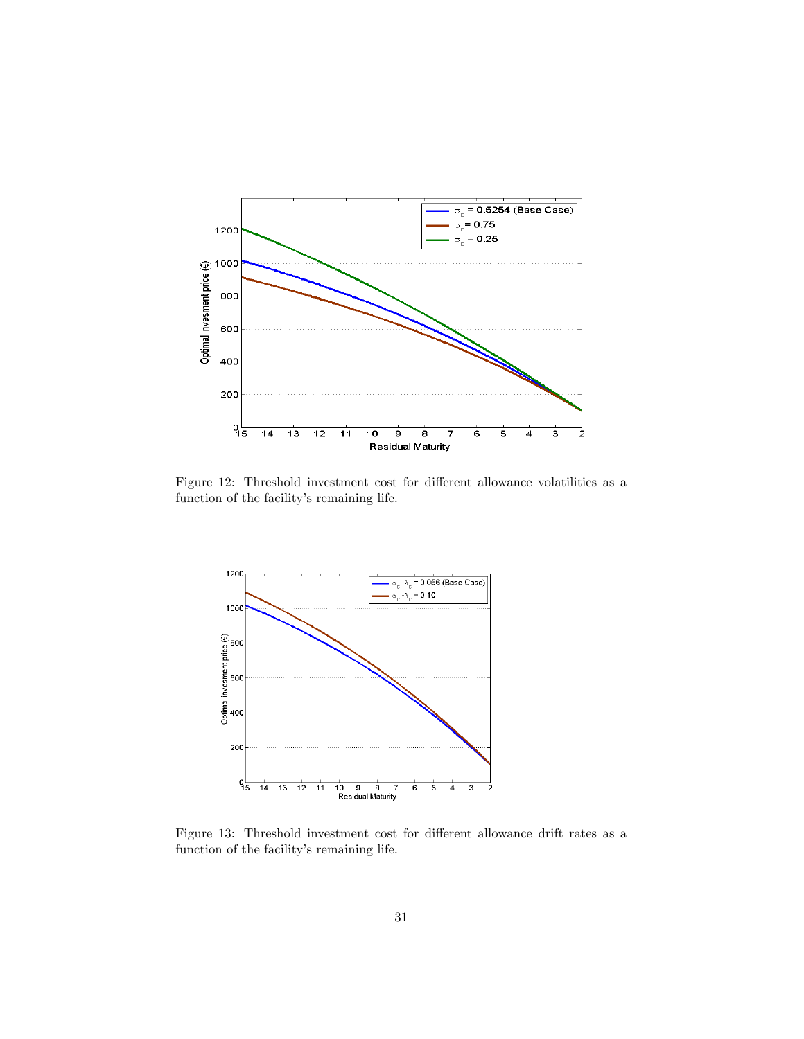Figure 12: Threshold investment cost for different allowance volatilities as a function of the facility's remaining life.

Figure 13: Threshold investment cost for different allowance drift rates as a function of the facility's remaining life.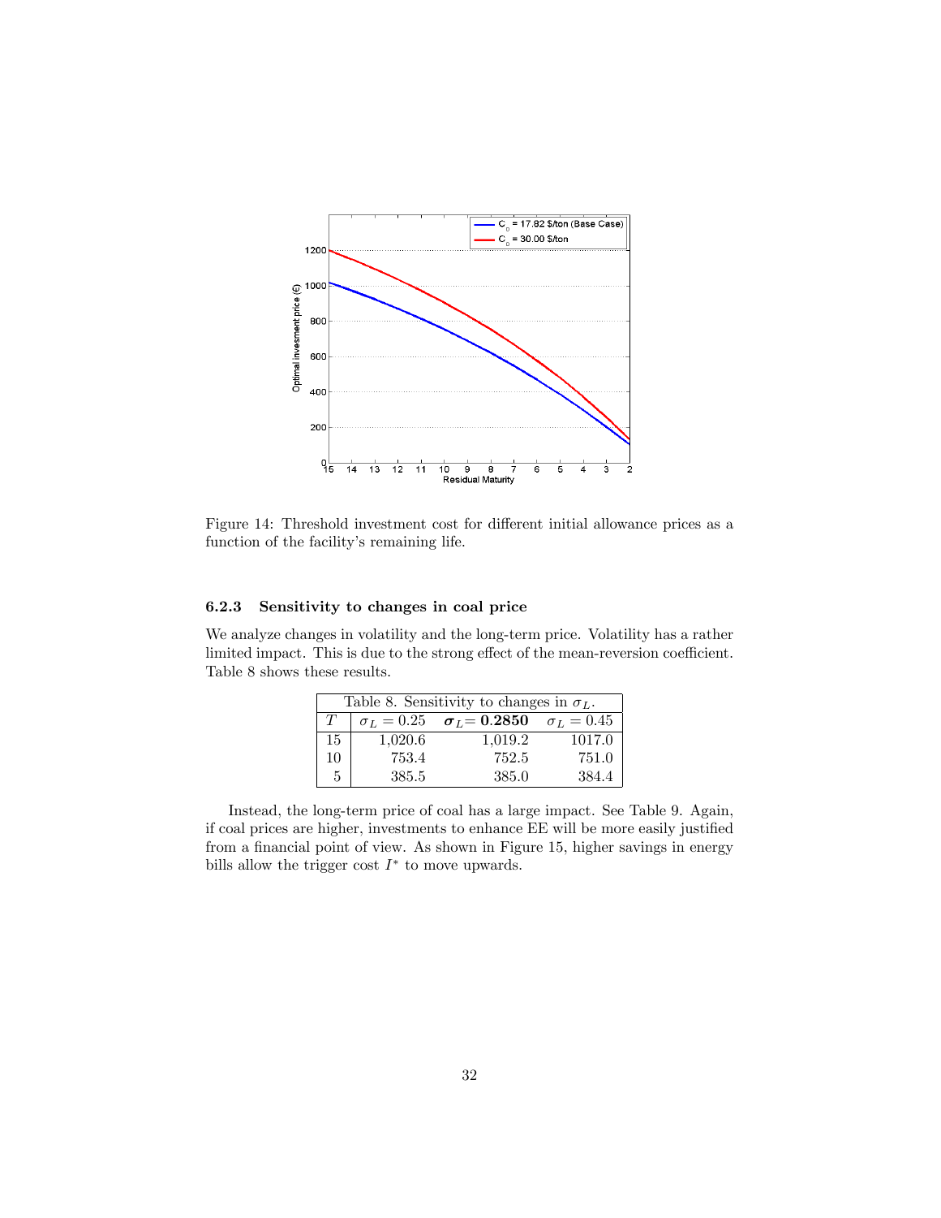Figure 14: Threshold investment cost for different initial allowance prices as a function of the facility's remaining life.

### 6.2.3 Sensitivity to changes in coal price

We analyze changes in volatility and the long-term price. Volatility has a rather limited impact. This is due to the strong effect of the mean-reversion coefficient. Table 8 shows these results.

Table 8. Sensitivity to changes in $\sigma_L$.

| $T$ | $\sigma_L = 0.25$ | $\boldsymbol{\sigma_L = 0.2850}$ | $\sigma_L = 0.45$ |
|---|---|---|---|
| 15 | 1,020.6 | 1,019.2 | 1017.0 |
| 10 | 753.4 | 752.5 | 751.0 |
| 5 | 385.5 | 385.0 | 384.4 |

Instead, the long-term price of coal has a large impact. See Table 9. Again, if coal prices are higher, investments to enhance EE will be more easily justified from a financial point of view. As shown in Figure 15, higher savings in energy bills allow the trigger cost $I^*$ to move upwards.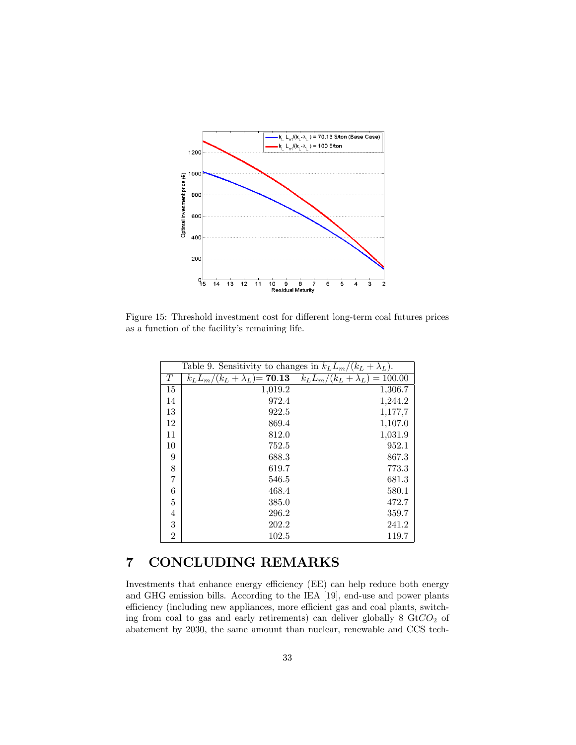Figure 15: Threshold investment cost for different long-term coal futures prices as a function of the facility's remaining life.

| Table 9. Sensitivity to changes in $k_L L_m/(k_L + \lambda_L)$. | | |
|---|---|---|
| $T$ | $k_L L_m/(k_L + \lambda_L)$= **70.13** | $k_L L_m/(k_L + \lambda_L) = 100.00$ |
| 15 | 1,019.2 | 1,306.7 |
| 14 | 972.4 | 1,244.2 |
| 13 | 922.5 | 1,177,7 |
| 12 | 869.4 | 1,107.0 |
| 11 | 812.0 | 1,031.9 |
| 10 | 752.5 | 952.1 |
| 9 | 688.3 | 867.3 |
| 8 | 619.7 | 773.3 |
| 7 | 546.5 | 681.3 |
| 6 | 468.4 | 580.1 |
| 5 | 385.0 | 472.7 |
| 4 | 296.2 | 359.7 |
| 3 | 202.2 | 241.2 |
| 2 | 102.5 | 119.7 |

# 7 CONCLUDING REMARKS

Investments that enhance energy efficiency (EE) can help reduce both energy and GHG emission bills. According to the IEA [19], end-use and power plants efficiency (including new appliances, more efficient gas and coal plants, switching from coal to gas and early retirements) can deliver globally 8 Gt$CO_2$ of abatement by 2030, the same amount than nuclear, renewable and CCS tech-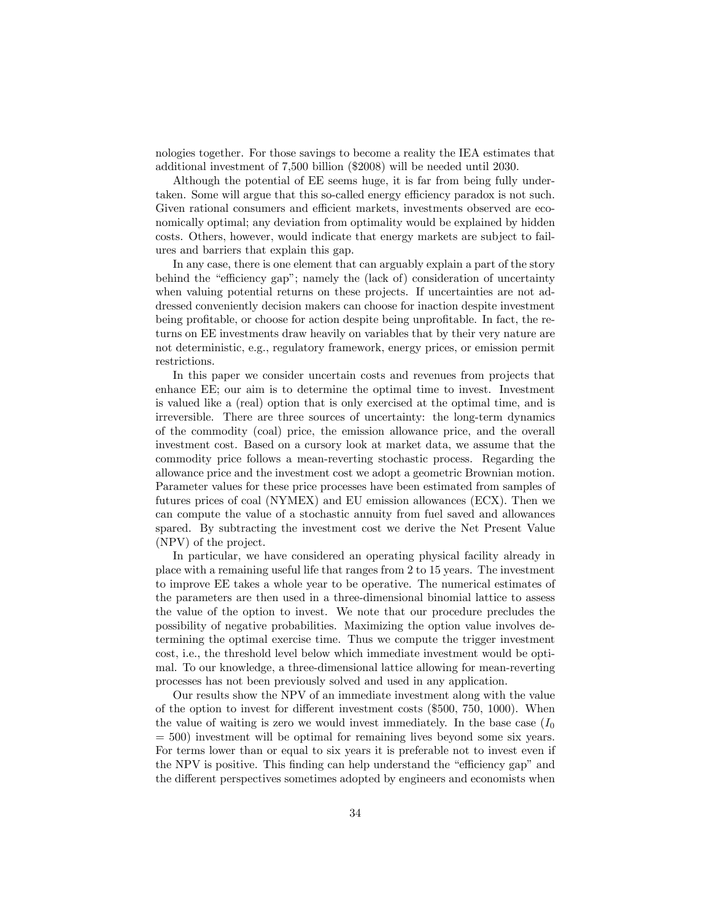nologies together. For those savings to become a reality the IEA estimates that additional investment of 7,500 billion ($2008) will be needed until 2030.

Although the potential of EE seems huge, it is far from being fully undertaken. Some will argue that this so-called energy efficiency paradox is not such. Given rational consumers and efficient markets, investments observed are economically optimal; any deviation from optimality would be explained by hidden costs. Others, however, would indicate that energy markets are subject to failures and barriers that explain this gap.

In any case, there is one element that can arguably explain a part of the story behind the "efficiency gap"; namely the (lack of) consideration of uncertainty when valuing potential returns on these projects. If uncertainties are not addressed conveniently decision makers can choose for inaction despite investment being profitable, or choose for action despite being unprofitable. In fact, the returns on EE investments draw heavily on variables that by their very nature are not deterministic, e.g., regulatory framework, energy prices, or emission permit restrictions.

In this paper we consider uncertain costs and revenues from projects that enhance EE; our aim is to determine the optimal time to invest. Investment is valued like a (real) option that is only exercised at the optimal time, and is irreversible. There are three sources of uncertainty: the long-term dynamics of the commodity (coal) price, the emission allowance price, and the overall investment cost. Based on a cursory look at market data, we assume that the commodity price follows a mean-reverting stochastic process. Regarding the allowance price and the investment cost we adopt a geometric Brownian motion. Parameter values for these price processes have been estimated from samples of futures prices of coal (NYMEX) and EU emission allowances (ECX). Then we can compute the value of a stochastic annuity from fuel saved and allowances spared. By subtracting the investment cost we derive the Net Present Value (NPV) of the project.

In particular, we have considered an operating physical facility already in place with a remaining useful life that ranges from 2 to 15 years. The investment to improve EE takes a whole year to be operative. The numerical estimates of the parameters are then used in a three-dimensional binomial lattice to assess the value of the option to invest. We note that our procedure precludes the possibility of negative probabilities. Maximizing the option value involves determining the optimal exercise time. Thus we compute the trigger investment cost, i.e., the threshold level below which immediate investment would be optimal. To our knowledge, a three-dimensional lattice allowing for mean-reverting processes has not been previously solved and used in any application.

Our results show the NPV of an immediate investment along with the value of the option to invest for different investment costs ($500, 750, 1000). When the value of waiting is zero we would invest immediately. In the base case ($I_0 = 500$) investment will be optimal for remaining lives beyond some six years. For terms lower than or equal to six years it is preferable not to invest even if the NPV is positive. This finding can help understand the "efficiency gap" and the different perspectives sometimes adopted by engineers and economists when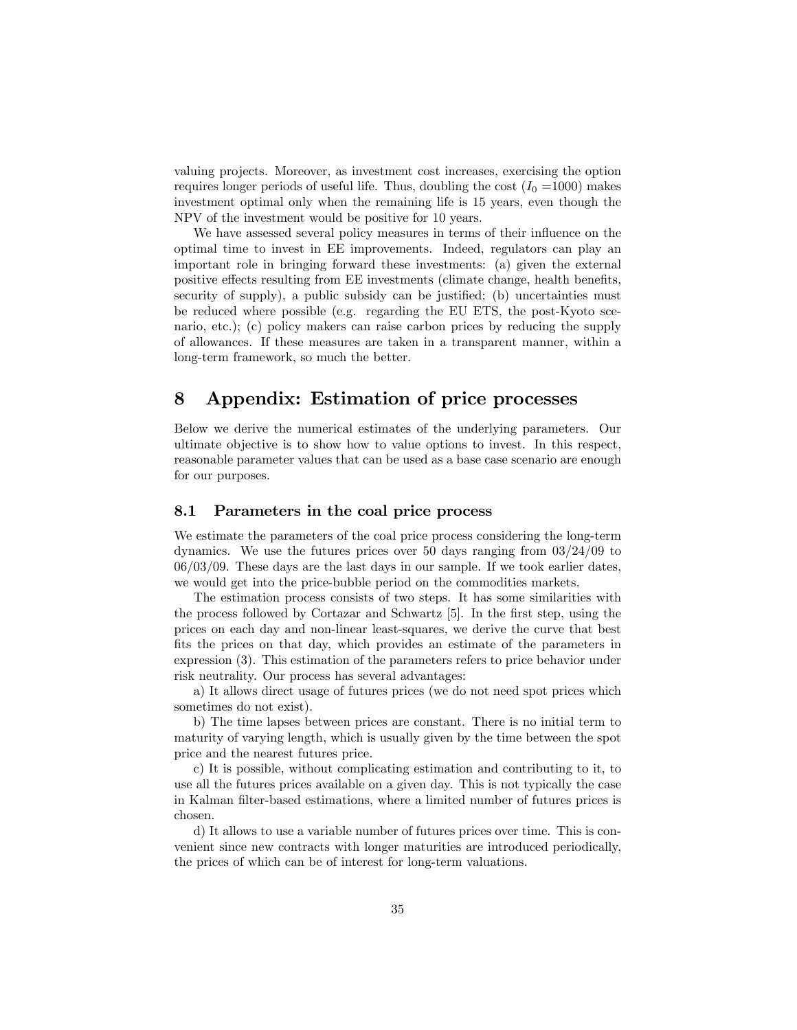valuing projects. Moreover, as investment cost increases, exercising the option requires longer periods of useful life. Thus, doubling the cost ($I_0$ =1000) makes investment optimal only when the remaining life is 15 years, even though the NPV of the investment would be positive for 10 years.

We have assessed several policy measures in terms of their influence on the optimal time to invest in EE improvements. Indeed, regulators can play an important role in bringing forward these investments: (a) given the external positive effects resulting from EE investments (climate change, health benefits, security of supply), a public subsidy can be justified; (b) uncertainties must be reduced where possible (e.g. regarding the EU ETS, the post-Kyoto scenario, etc.); (c) policy makers can raise carbon prices by reducing the supply of allowances. If these measures are taken in a transparent manner, within a long-term framework, so much the better.

# 8 Appendix: Estimation of price processes

Below we derive the numerical estimates of the underlying parameters. Our ultimate objective is to show how to value options to invest. In this respect, reasonable parameter values that can be used as a base case scenario are enough for our purposes.

## 8.1 Parameters in the coal price process

We estimate the parameters of the coal price process considering the long-term dynamics. We use the futures prices over 50 days ranging from 03/24/09 to 06/03/09. These days are the last days in our sample. If we took earlier dates, we would get into the price-bubble period on the commodities markets.

The estimation process consists of two steps. It has some similarities with the process followed by Cortazar and Schwartz [5]. In the first step, using the prices on each day and non-linear least-squares, we derive the curve that best fits the prices on that day, which provides an estimate of the parameters in expression (3). This estimation of the parameters refers to price behavior under risk neutrality. Our process has several advantages:

a) It allows direct usage of futures prices (we do not need spot prices which sometimes do not exist).

b) The time lapses between prices are constant. There is no initial term to maturity of varying length, which is usually given by the time between the spot price and the nearest futures price.

c) It is possible, without complicating estimation and contributing to it, to use all the futures prices available on a given day. This is not typically the case in Kalman filter-based estimations, where a limited number of futures prices is chosen.

d) It allows to use a variable number of futures prices over time. This is convenient since new contracts with longer maturities are introduced periodically, the prices of which can be of interest for long-term valuations.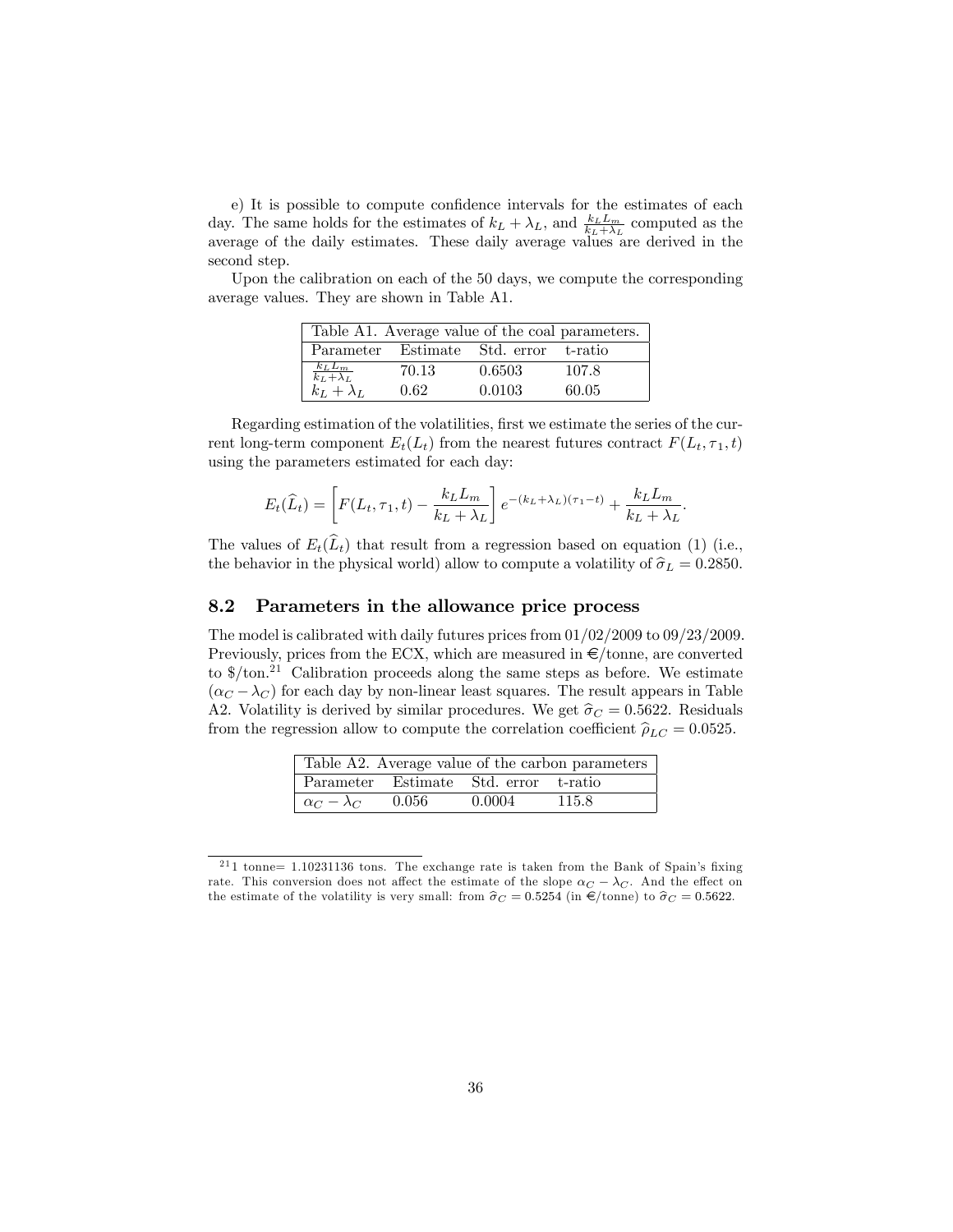e) It is possible to compute confidence intervals for the estimates of each day. The same holds for the estimates of $k_L + \lambda_L$, and $\frac{k_L L_m}{k_L+\lambda_L}$ computed as the average of the daily estimates. These daily average values are derived in the second step.

Upon the calibration on each of the 50 days, we compute the corresponding average values. They are shown in Table A1.

| Table A1. Average value of the coal parameters. | | | |
|---|---|---|---|
| Parameter | Estimate | Std. error | t-ratio |
| $\frac{k_L L_m}{k_L+\lambda_L}$ | 70.13 | 0.6503 | 107.8 |
| $k_L + \lambda_L$ | 0.62 | 0.0103 | 60.05 |

Regarding estimation of the volatilities, first we estimate the series of the current long-term component $E_t(L_t)$ from the nearest futures contract $F(L_t, \tau_1, t)$ using the parameters estimated for each day:

$$E_t(\widehat{L}_t) = \left[ F(L_t, \tau_1, t) - \frac{k_L L_m}{k_L + \lambda_L} \right] e^{-(k_L+\lambda_L)(\tau_1 - t)} + \frac{k_L L_m}{k_L + \lambda_L}.$$

The values of $E_t(\widehat{L}_t)$ that result from a regression based on equation (1) (i.e., the behavior in the physical world) allow to compute a volatility of $\widehat{\sigma}_L = 0.2850$.

## 8.2 Parameters in the allowance price process

The model is calibrated with daily futures prices from 01/02/2009 to 09/23/2009. Previously, prices from the ECX, which are measured in €/tonne, are converted to \$/ton.[21] Calibration proceeds along the same steps as before. We estimate $(\alpha_C - \lambda_C)$ for each day by non-linear least squares. The result appears in Table A2. Volatility is derived by similar procedures. We get $\widehat{\sigma}_C = 0.5622$. Residuals from the regression allow to compute the correlation coefficient $\widehat{\rho}_{LC} = 0.0525$.

| Table A2. Average value of the carbon parameters | | | |
|---|---|---|---|
| Parameter | Estimate | Std. error | t-ratio |
| $\alpha_C - \lambda_C$ | 0.056 | 0.0004 | 115.8 |

[21] 1 tonne= 1.10231136 tons. The exchange rate is taken from the Bank of Spain's fixing rate. This conversion does not affect the estimate of the slope $\alpha_C - \lambda_C$. And the effect on the estimate of the volatility is very small: from $\widehat{\sigma}_C = 0.5254$ (in €/tonne) to $\widehat{\sigma}_C = 0.5622$.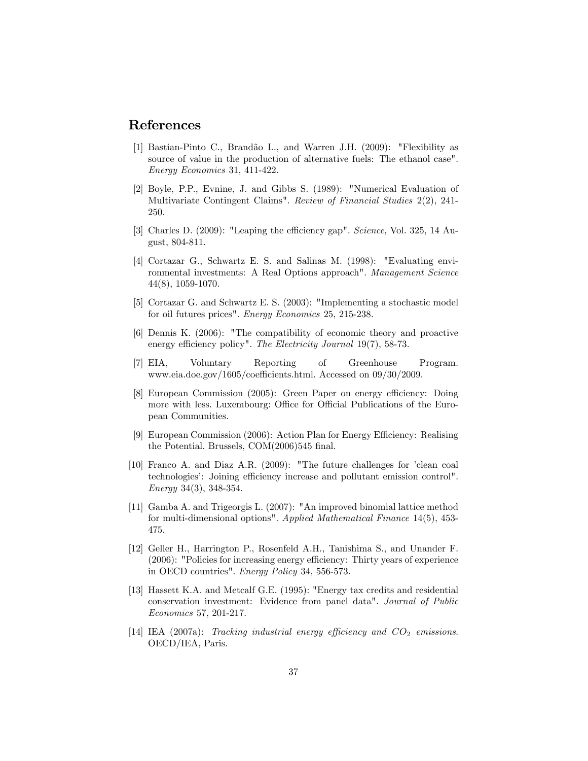## References

[1] Bastian-Pinto C., Brandão L., and Warren J.H. (2009): "Flexibility as source of value in the production of alternative fuels: The ethanol case". *Energy Economics* 31, 411-422.

[2] Boyle, P.P., Evnine, J. and Gibbs S. (1989): "Numerical Evaluation of Multivariate Contingent Claims". *Review of Financial Studies* 2(2), 241-250.

[3] Charles D. (2009): "Leaping the efficiency gap". *Science*, Vol. 325, 14 August, 804-811.

[4] Cortazar G., Schwartz E. S. and Salinas M. (1998): "Evaluating environmental investments: A Real Options approach". *Management Science* 44(8), 1059-1070.

[5] Cortazar G. and Schwartz E. S. (2003): "Implementing a stochastic model for oil futures prices". *Energy Economics* 25, 215-238.

[6] Dennis K. (2006): "The compatibility of economic theory and proactive energy efficiency policy". *The Electricity Journal* 19(7), 58-73.

[7] EIA, Voluntary Reporting of Greenhouse Program. www.eia.doe.gov/1605/coefficients.html. Accessed on 09/30/2009.

[8] European Commission (2005): Green Paper on energy efficiency: Doing more with less. Luxembourg: Office for Official Publications of the European Communities.

[9] European Commission (2006): Action Plan for Energy Efficiency: Realising the Potential. Brussels, COM(2006)545 final.

[10] Franco A. and Diaz A.R. (2009): "The future challenges for 'clean coal technologies': Joining efficiency increase and pollutant emission control". *Energy* 34(3), 348-354.

[11] Gamba A. and Trigeorgis L. (2007): "An improved binomial lattice method for multi-dimensional options". *Applied Mathematical Finance* 14(5), 453-475.

[12] Geller H., Harrington P., Rosenfeld A.H., Tanishima S., and Unander F. (2006): "Policies for increasing energy efficiency: Thirty years of experience in OECD countries". *Energy Policy* 34, 556-573.

[13] Hassett K.A. and Metcalf G.E. (1995): "Energy tax credits and residential conservation investment: Evidence from panel data". *Journal of Public Economics* 57, 201-217.

[14] IEA (2007a): *Tracking industrial energy efficiency and $CO_2$ emissions*. OECD/IEA, Paris.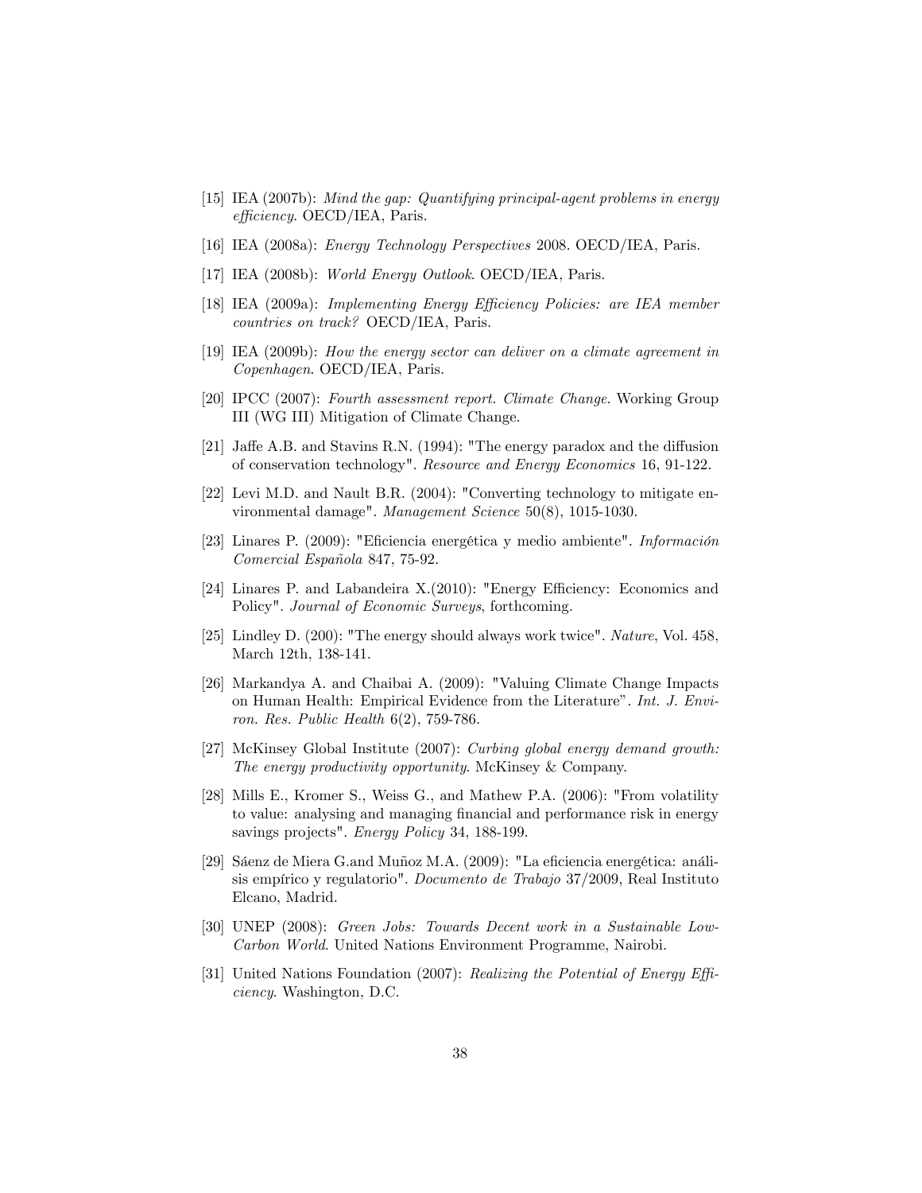[15] IEA (2007b): *Mind the gap: Quantifying principal-agent problems in energy efficiency*. OECD/IEA, Paris.

[16] IEA (2008a): *Energy Technology Perspectives* 2008. OECD/IEA, Paris.

[17] IEA (2008b): *World Energy Outlook*. OECD/IEA, Paris.

[18] IEA (2009a): *Implementing Energy Efficiency Policies: are IEA member countries on track?* OECD/IEA, Paris.

[19] IEA (2009b): *How the energy sector can deliver on a climate agreement in Copenhagen*. OECD/IEA, Paris.

[20] IPCC (2007): *Fourth assessment report. Climate Change*. Working Group III (WG III) Mitigation of Climate Change.

[21] Jaffe A.B. and Stavins R.N. (1994): "The energy paradox and the diffusion of conservation technology". *Resource and Energy Economics* 16, 91-122.

[22] Levi M.D. and Nault B.R. (2004): "Converting technology to mitigate environmental damage". *Management Science* 50(8), 1015-1030.

[23] Linares P. (2009): "Eficiencia energética y medio ambiente". *Información Comercial Española* 847, 75-92.

[24] Linares P. and Labandeira X.(2010): "Energy Efficiency: Economics and Policy". *Journal of Economic Surveys*, forthcoming.

[25] Lindley D. (200): "The energy should always work twice". *Nature*, Vol. 458, March 12th, 138-141.

[26] Markandya A. and Chaibai A. (2009): "Valuing Climate Change Impacts on Human Health: Empirical Evidence from the Literature". *Int. J. Environ. Res. Public Health* 6(2), 759-786.

[27] McKinsey Global Institute (2007): *Curbing global energy demand growth: The energy productivity opportunity*. McKinsey & Company.

[28] Mills E., Kromer S., Weiss G., and Mathew P.A. (2006): "From volatility to value: analysing and managing financial and performance risk in energy savings projects". *Energy Policy* 34, 188-199.

[29] Sáenz de Miera G.and Muñoz M.A. (2009): "La eficiencia energética: análisis empírico y regulatorio". *Documento de Trabajo* 37/2009, Real Instituto Elcano, Madrid.

[30] UNEP (2008): *Green Jobs: Towards Decent work in a Sustainable Low-Carbon World*. United Nations Environment Programme, Nairobi.

[31] United Nations Foundation (2007): *Realizing the Potential of Energy Efficiency*. Washington, D.C.